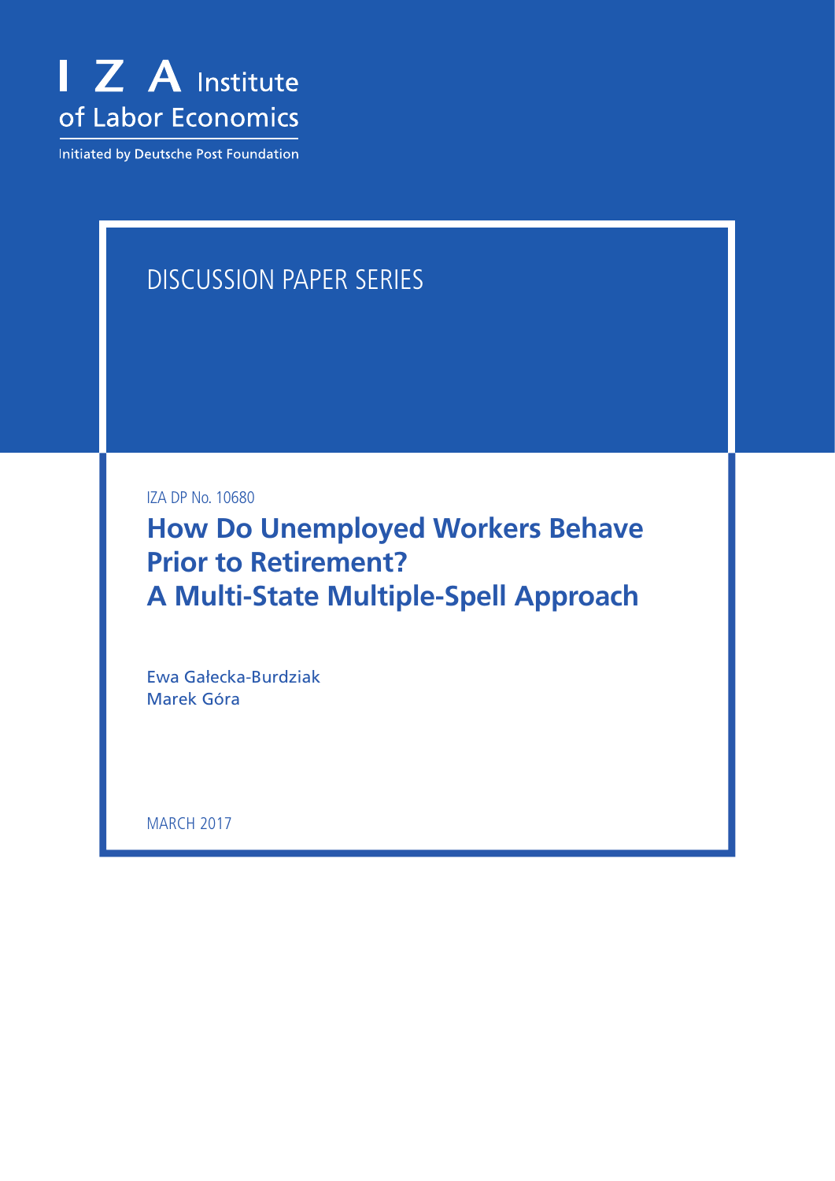I Z A Institute of Labor Economics

Initiated by Deutsche Post Foundation

DISCUSSION PAPER SERIES

IZA DP No. 10680

# How Do Unemployed Workers Behave Prior to Retirement? A Multi-State Multiple-Spell Approach

Ewa Gałecka-Burdziak
Marek Góra

MARCH 2017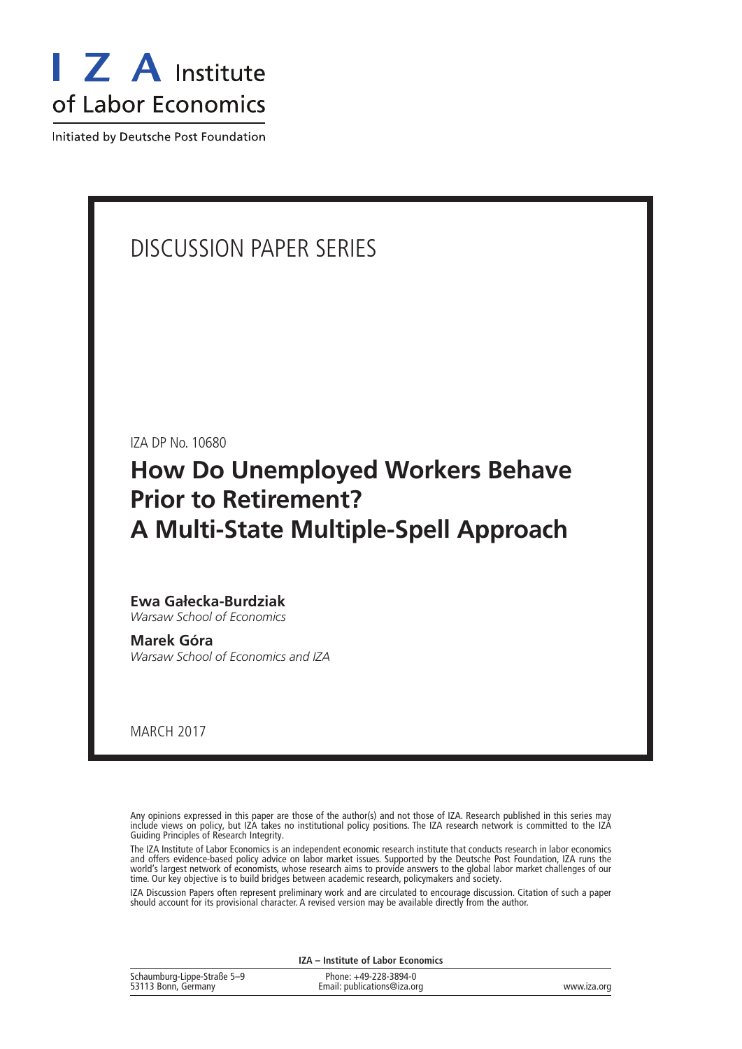I Z A Institute of Labor Economics

Initiated by Deutsche Post Foundation

DISCUSSION PAPER SERIES

IZA DP No. 10680

# How Do Unemployed Workers Behave Prior to Retirement? A Multi-State Multiple-Spell Approach

**Ewa Gałecka-Burdziak**
*Warsaw School of Economics*

**Marek Góra**
*Warsaw School of Economics and IZA*

MARCH 2017

Any opinions expressed in this paper are those of the author(s) and not those of IZA. Research published in this series may include views on policy, but IZA takes no institutional policy positions. The IZA research network is committed to the IZA Guiding Principles of Research Integrity.

The IZA Institute of Labor Economics is an independent economic research institute that conducts research in labor economics and offers evidence-based policy advice on labor market issues. Supported by the Deutsche Post Foundation, IZA runs the world's largest network of economists, whose research aims to provide answers to the global labor market challenges of our time. Our key objective is to build bridges between academic research, policymakers and society.

IZA Discussion Papers often represent preliminary work and are circulated to encourage discussion. Citation of such a paper should account for its provisional character. A revised version may be available directly from the author.

**IZA – Institute of Labor Economics**

Schaumburg-Lippe-Straße 5–9
53113 Bonn, Germany

Phone: +49-228-3894-0
Email: publications@iza.org

www.iza.org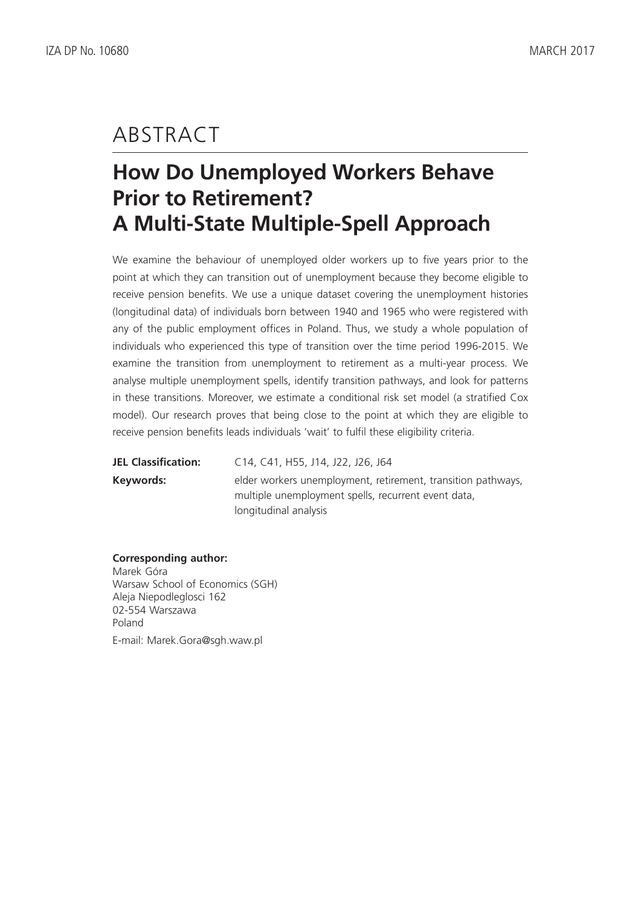# ABSTRACT

## How Do Unemployed Workers Behave Prior to Retirement? A Multi-State Multiple-Spell Approach

We examine the behaviour of unemployed older workers up to five years prior to the point at which they can transition out of unemployment because they become eligible to receive pension benefits. We use a unique dataset covering the unemployment histories (longitudinal data) of individuals born between 1940 and 1965 who were registered with any of the public employment offices in Poland. Thus, we study a whole population of individuals who experienced this type of transition over the time period 1996-2015. We examine the transition from unemployment to retirement as a multi-year process. We analyse multiple unemployment spells, identify transition pathways, and look for patterns in these transitions. Moreover, we estimate a conditional risk set model (a stratified Cox model). Our research proves that being close to the point at which they are eligible to receive pension benefits leads individuals 'wait' to fulfil these eligibility criteria.

**JEL Classification:** C14, C41, H55, J14, J22, J26, J64

**Keywords:** elder workers unemployment, retirement, transition pathways, multiple unemployment spells, recurrent event data, longitudinal analysis

**Corresponding author:**
Marek Góra
Warsaw School of Economics (SGH)
Aleja Niepodleglosci 162
02-554 Warszawa
Poland

E-mail: Marek.Gora@sgh.waw.pl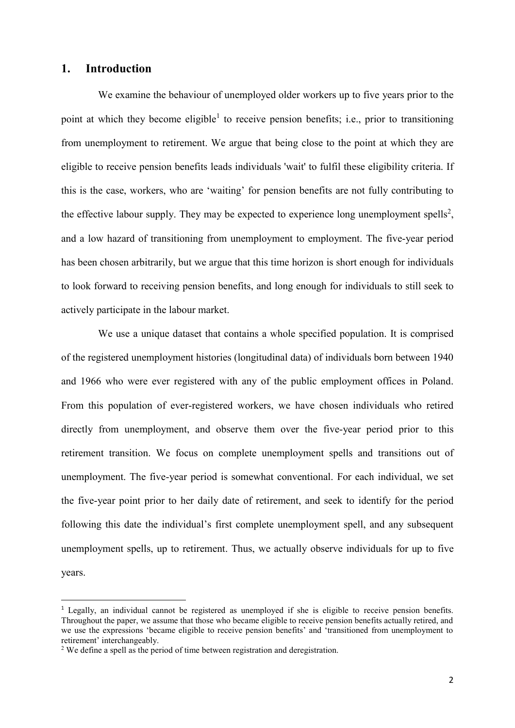## 1. Introduction

We examine the behaviour of unemployed older workers up to five years prior to the point at which they become eligible[1] to receive pension benefits; i.e., prior to transitioning from unemployment to retirement. We argue that being close to the point at which they are eligible to receive pension benefits leads individuals 'wait' to fulfil these eligibility criteria. If this is the case, workers, who are 'waiting' for pension benefits are not fully contributing to the effective labour supply. They may be expected to experience long unemployment spells[2], and a low hazard of transitioning from unemployment to employment. The five-year period has been chosen arbitrarily, but we argue that this time horizon is short enough for individuals to look forward to receiving pension benefits, and long enough for individuals to still seek to actively participate in the labour market.

We use a unique dataset that contains a whole specified population. It is comprised of the registered unemployment histories (longitudinal data) of individuals born between 1940 and 1966 who were ever registered with any of the public employment offices in Poland. From this population of ever-registered workers, we have chosen individuals who retired directly from unemployment, and observe them over the five-year period prior to this retirement transition. We focus on complete unemployment spells and transitions out of unemployment. The five-year period is somewhat conventional. For each individual, we set the five-year point prior to her daily date of retirement, and seek to identify for the period following this date the individual's first complete unemployment spell, and any subsequent unemployment spells, up to retirement. Thus, we actually observe individuals for up to five years.

[1] Legally, an individual cannot be registered as unemployed if she is eligible to receive pension benefits. Throughout the paper, we assume that those who became eligible to receive pension benefits actually retired, and we use the expressions 'became eligible to receive pension benefits' and 'transitioned from unemployment to retirement' interchangeably.

[2] We define a spell as the period of time between registration and deregistration.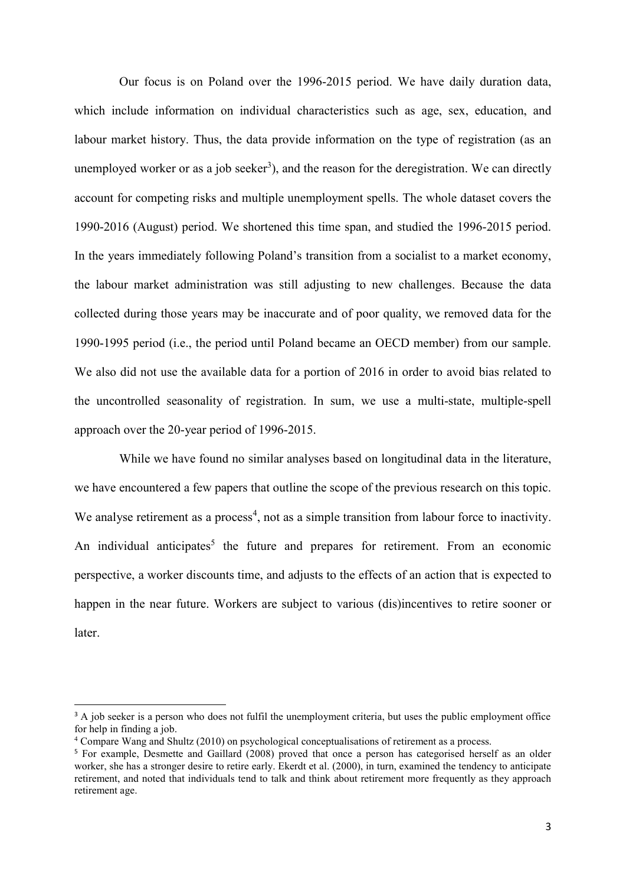Our focus is on Poland over the 1996-2015 period. We have daily duration data, which include information on individual characteristics such as age, sex, education, and labour market history. Thus, the data provide information on the type of registration (as an unemployed worker or as a job seeker[3]), and the reason for the deregistration. We can directly account for competing risks and multiple unemployment spells. The whole dataset covers the 1990-2016 (August) period. We shortened this time span, and studied the 1996-2015 period. In the years immediately following Poland's transition from a socialist to a market economy, the labour market administration was still adjusting to new challenges. Because the data collected during those years may be inaccurate and of poor quality, we removed data for the 1990-1995 period (i.e., the period until Poland became an OECD member) from our sample. We also did not use the available data for a portion of 2016 in order to avoid bias related to the uncontrolled seasonality of registration. In sum, we use a multi-state, multiple-spell approach over the 20-year period of 1996-2015.

While we have found no similar analyses based on longitudinal data in the literature, we have encountered a few papers that outline the scope of the previous research on this topic. We analyse retirement as a process[4], not as a simple transition from labour force to inactivity. An individual anticipates[5] the future and prepares for retirement. From an economic perspective, a worker discounts time, and adjusts to the effects of an action that is expected to happen in the near future. Workers are subject to various (dis)incentives to retire sooner or later.

[3] A job seeker is a person who does not fulfil the unemployment criteria, but uses the public employment office for help in finding a job.

[4] Compare Wang and Shultz (2010) on psychological conceptualisations of retirement as a process.

[5] For example, Desmette and Gaillard (2008) proved that once a person has categorised herself as an older worker, she has a stronger desire to retire early. Ekerdt et al. (2000), in turn, examined the tendency to anticipate retirement, and noted that individuals tend to talk and think about retirement more frequently as they approach retirement age.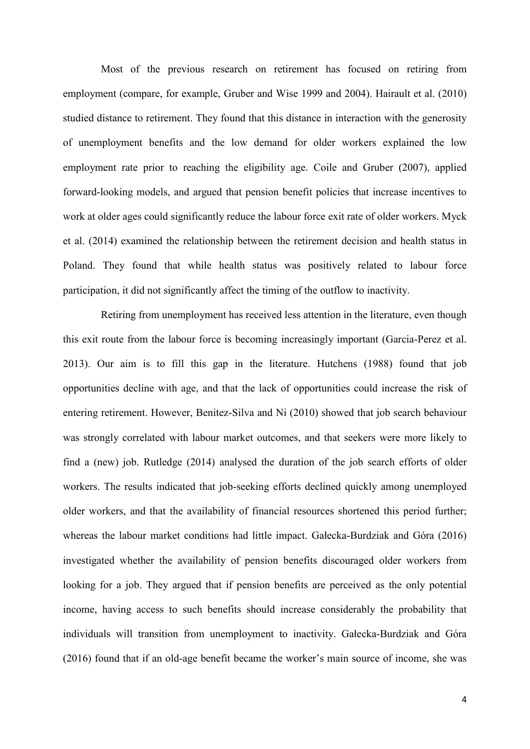Most of the previous research on retirement has focused on retiring from employment (compare, for example, Gruber and Wise 1999 and 2004). Hairault et al. (2010) studied distance to retirement. They found that this distance in interaction with the generosity of unemployment benefits and the low demand for older workers explained the low employment rate prior to reaching the eligibility age. Coile and Gruber (2007), applied forward-looking models, and argued that pension benefit policies that increase incentives to work at older ages could significantly reduce the labour force exit rate of older workers. Myck et al. (2014) examined the relationship between the retirement decision and health status in Poland. They found that while health status was positively related to labour force participation, it did not significantly affect the timing of the outflow to inactivity.

Retiring from unemployment has received less attention in the literature, even though this exit route from the labour force is becoming increasingly important (Garcia-Perez et al. 2013). Our aim is to fill this gap in the literature. Hutchens (1988) found that job opportunities decline with age, and that the lack of opportunities could increase the risk of entering retirement. However, Benitez-Silva and Ni (2010) showed that job search behaviour was strongly correlated with labour market outcomes, and that seekers were more likely to find a (new) job. Rutledge (2014) analysed the duration of the job search efforts of older workers. The results indicated that job-seeking efforts declined quickly among unemployed older workers, and that the availability of financial resources shortened this period further; whereas the labour market conditions had little impact. Gałecka-Burdziak and Góra (2016) investigated whether the availability of pension benefits discouraged older workers from looking for a job. They argued that if pension benefits are perceived as the only potential income, having access to such benefits should increase considerably the probability that individuals will transition from unemployment to inactivity. Gałecka-Burdziak and Góra (2016) found that if an old-age benefit became the worker's main source of income, she was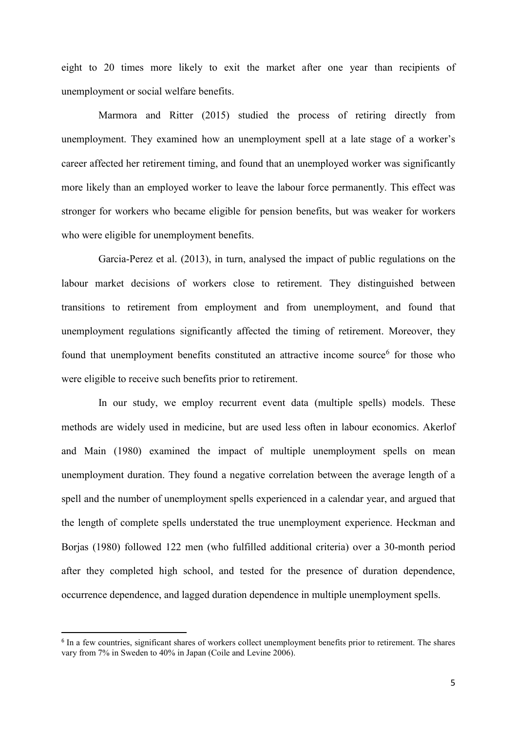eight to 20 times more likely to exit the market after one year than recipients of unemployment or social welfare benefits.

Marmora and Ritter (2015) studied the process of retiring directly from unemployment. They examined how an unemployment spell at a late stage of a worker's career affected her retirement timing, and found that an unemployed worker was significantly more likely than an employed worker to leave the labour force permanently. This effect was stronger for workers who became eligible for pension benefits, but was weaker for workers who were eligible for unemployment benefits.

Garcia-Perez et al. (2013), in turn, analysed the impact of public regulations on the labour market decisions of workers close to retirement. They distinguished between transitions to retirement from employment and from unemployment, and found that unemployment regulations significantly affected the timing of retirement. Moreover, they found that unemployment benefits constituted an attractive income source[6] for those who were eligible to receive such benefits prior to retirement.

In our study, we employ recurrent event data (multiple spells) models. These methods are widely used in medicine, but are used less often in labour economics. Akerlof and Main (1980) examined the impact of multiple unemployment spells on mean unemployment duration. They found a negative correlation between the average length of a spell and the number of unemployment spells experienced in a calendar year, and argued that the length of complete spells understated the true unemployment experience. Heckman and Borjas (1980) followed 122 men (who fulfilled additional criteria) over a 30-month period after they completed high school, and tested for the presence of duration dependence, occurrence dependence, and lagged duration dependence in multiple unemployment spells.

[6] In a few countries, significant shares of workers collect unemployment benefits prior to retirement. The shares vary from 7% in Sweden to 40% in Japan (Coile and Levine 2006).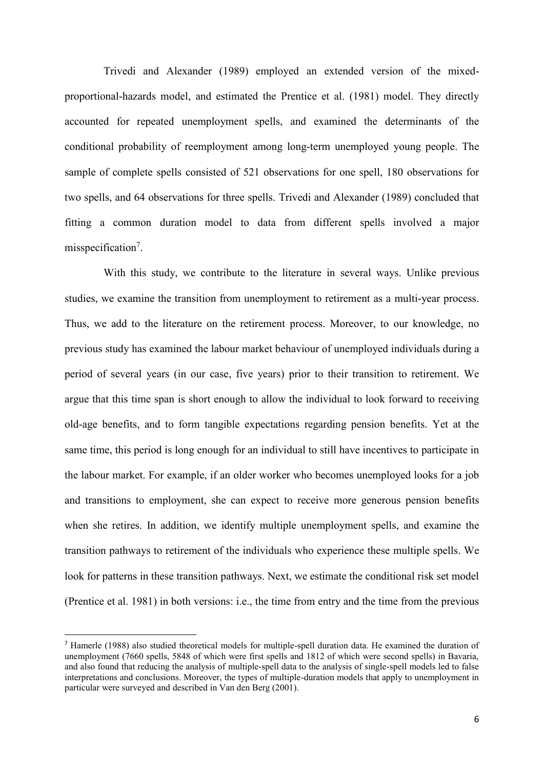Trivedi and Alexander (1989) employed an extended version of the mixed-proportional-hazards model, and estimated the Prentice et al. (1981) model. They directly accounted for repeated unemployment spells, and examined the determinants of the conditional probability of reemployment among long-term unemployed young people. The sample of complete spells consisted of 521 observations for one spell, 180 observations for two spells, and 64 observations for three spells. Trivedi and Alexander (1989) concluded that fitting a common duration model to data from different spells involved a major misspecification[7].

With this study, we contribute to the literature in several ways. Unlike previous studies, we examine the transition from unemployment to retirement as a multi-year process. Thus, we add to the literature on the retirement process. Moreover, to our knowledge, no previous study has examined the labour market behaviour of unemployed individuals during a period of several years (in our case, five years) prior to their transition to retirement. We argue that this time span is short enough to allow the individual to look forward to receiving old-age benefits, and to form tangible expectations regarding pension benefits. Yet at the same time, this period is long enough for an individual to still have incentives to participate in the labour market. For example, if an older worker who becomes unemployed looks for a job and transitions to employment, she can expect to receive more generous pension benefits when she retires. In addition, we identify multiple unemployment spells, and examine the transition pathways to retirement of the individuals who experience these multiple spells. We look for patterns in these transition pathways. Next, we estimate the conditional risk set model (Prentice et al. 1981) in both versions: i.e., the time from entry and the time from the previous

[7] Hamerle (1988) also studied theoretical models for multiple-spell duration data. He examined the duration of unemployment (7660 spells, 5848 of which were first spells and 1812 of which were second spells) in Bavaria, and also found that reducing the analysis of multiple-spell data to the analysis of single-spell models led to false interpretations and conclusions. Moreover, the types of multiple-duration models that apply to unemployment in particular were surveyed and described in Van den Berg (2001).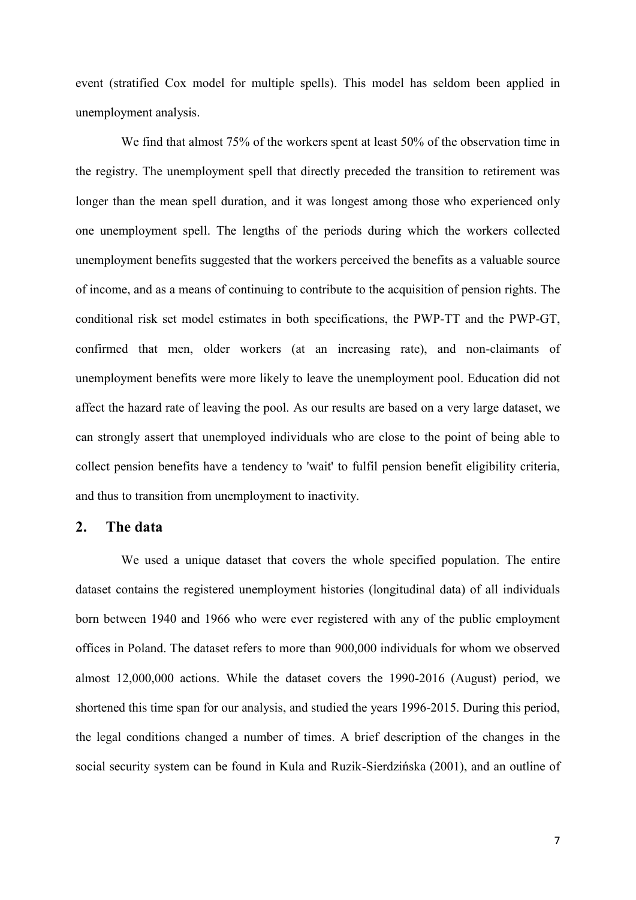event (stratified Cox model for multiple spells). This model has seldom been applied in unemployment analysis.

We find that almost 75% of the workers spent at least 50% of the observation time in the registry. The unemployment spell that directly preceded the transition to retirement was longer than the mean spell duration, and it was longest among those who experienced only one unemployment spell. The lengths of the periods during which the workers collected unemployment benefits suggested that the workers perceived the benefits as a valuable source of income, and as a means of continuing to contribute to the acquisition of pension rights. The conditional risk set model estimates in both specifications, the PWP-TT and the PWP-GT, confirmed that men, older workers (at an increasing rate), and non-claimants of unemployment benefits were more likely to leave the unemployment pool. Education did not affect the hazard rate of leaving the pool. As our results are based on a very large dataset, we can strongly assert that unemployed individuals who are close to the point of being able to collect pension benefits have a tendency to 'wait' to fulfil pension benefit eligibility criteria, and thus to transition from unemployment to inactivity.

## 2. The data

We used a unique dataset that covers the whole specified population. The entire dataset contains the registered unemployment histories (longitudinal data) of all individuals born between 1940 and 1966 who were ever registered with any of the public employment offices in Poland. The dataset refers to more than 900,000 individuals for whom we observed almost 12,000,000 actions. While the dataset covers the 1990-2016 (August) period, we shortened this time span for our analysis, and studied the years 1996-2015. During this period, the legal conditions changed a number of times. A brief description of the changes in the social security system can be found in Kula and Ruzik-Sierdzińska (2001), and an outline of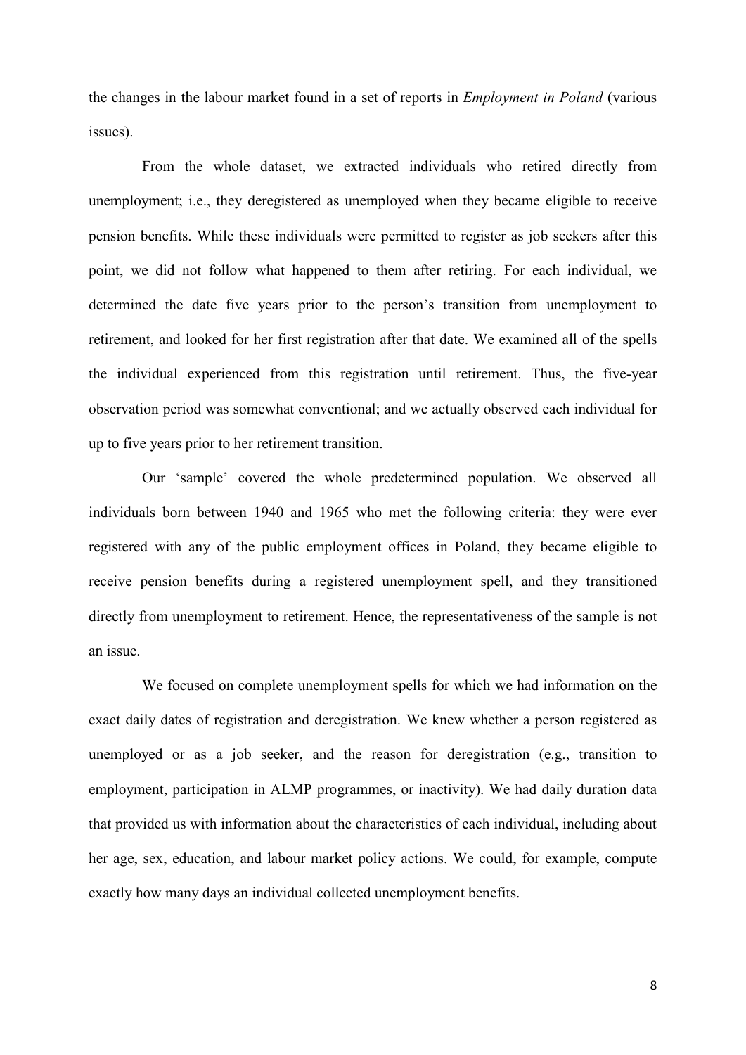the changes in the labour market found in a set of reports in *Employment in Poland* (various issues).

From the whole dataset, we extracted individuals who retired directly from unemployment; i.e., they deregistered as unemployed when they became eligible to receive pension benefits. While these individuals were permitted to register as job seekers after this point, we did not follow what happened to them after retiring. For each individual, we determined the date five years prior to the person's transition from unemployment to retirement, and looked for her first registration after that date. We examined all of the spells the individual experienced from this registration until retirement. Thus, the five-year observation period was somewhat conventional; and we actually observed each individual for up to five years prior to her retirement transition.

Our 'sample' covered the whole predetermined population. We observed all individuals born between 1940 and 1965 who met the following criteria: they were ever registered with any of the public employment offices in Poland, they became eligible to receive pension benefits during a registered unemployment spell, and they transitioned directly from unemployment to retirement. Hence, the representativeness of the sample is not an issue.

We focused on complete unemployment spells for which we had information on the exact daily dates of registration and deregistration. We knew whether a person registered as unemployed or as a job seeker, and the reason for deregistration (e.g., transition to employment, participation in ALMP programmes, or inactivity). We had daily duration data that provided us with information about the characteristics of each individual, including about her age, sex, education, and labour market policy actions. We could, for example, compute exactly how many days an individual collected unemployment benefits.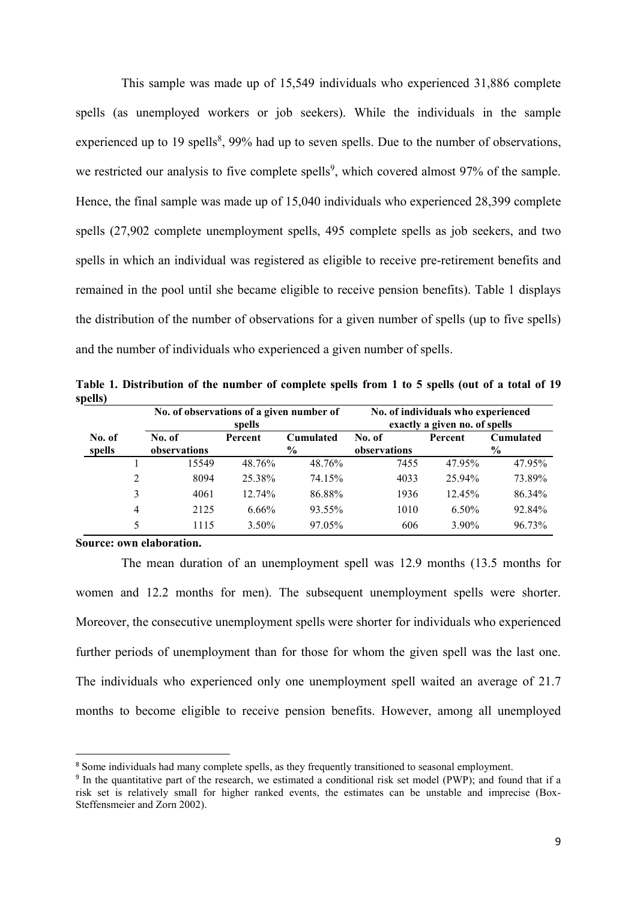This sample was made up of 15,549 individuals who experienced 31,886 complete spells (as unemployed workers or job seekers). While the individuals in the sample experienced up to 19 spells[8], 99% had up to seven spells. Due to the number of observations, we restricted our analysis to five complete spells[9], which covered almost 97% of the sample. Hence, the final sample was made up of 15,040 individuals who experienced 28,399 complete spells (27,902 complete unemployment spells, 495 complete spells as job seekers, and two spells in which an individual was registered as eligible to receive pre-retirement benefits and remained in the pool until she became eligible to receive pension benefits). Table 1 displays the distribution of the number of observations for a given number of spells (up to five spells) and the number of individuals who experienced a given number of spells.

**Table 1. Distribution of the number of complete spells from 1 to 5 spells (out of a total of 19 spells)**

| | No. of observations of a given number of spells | | | No. of individuals who experienced exactly a given no. of spells | | |
|---|---|---|---|---|---|---|
| **No. of spells** | **No. of observations** | **Percent** | **Cumulated %** | **No. of observations** | **Percent** | **Cumulated %** |
| 1 | 15549 | 48.76% | 48.76% | 7455 | 47.95% | 47.95% |
| 2 | 8094 | 25.38% | 74.15% | 4033 | 25.94% | 73.89% |
| 3 | 4061 | 12.74% | 86.88% | 1936 | 12.45% | 86.34% |
| 4 | 2125 | 6.66% | 93.55% | 1010 | 6.50% | 92.84% |
| 5 | 1115 | 3.50% | 97.05% | 606 | 3.90% | 96.73% |

**Source: own elaboration.**

The mean duration of an unemployment spell was 12.9 months (13.5 months for women and 12.2 months for men). The subsequent unemployment spells were shorter. Moreover, the consecutive unemployment spells were shorter for individuals who experienced further periods of unemployment than for those for whom the given spell was the last one. The individuals who experienced only one unemployment spell waited an average of 21.7 months to become eligible to receive pension benefits. However, among all unemployed

[8] Some individuals had many complete spells, as they frequently transitioned to seasonal employment.

[9] In the quantitative part of the research, we estimated a conditional risk set model (PWP); and found that if a risk set is relatively small for higher ranked events, the estimates can be unstable and imprecise (Box-Steffensmeier and Zorn 2002).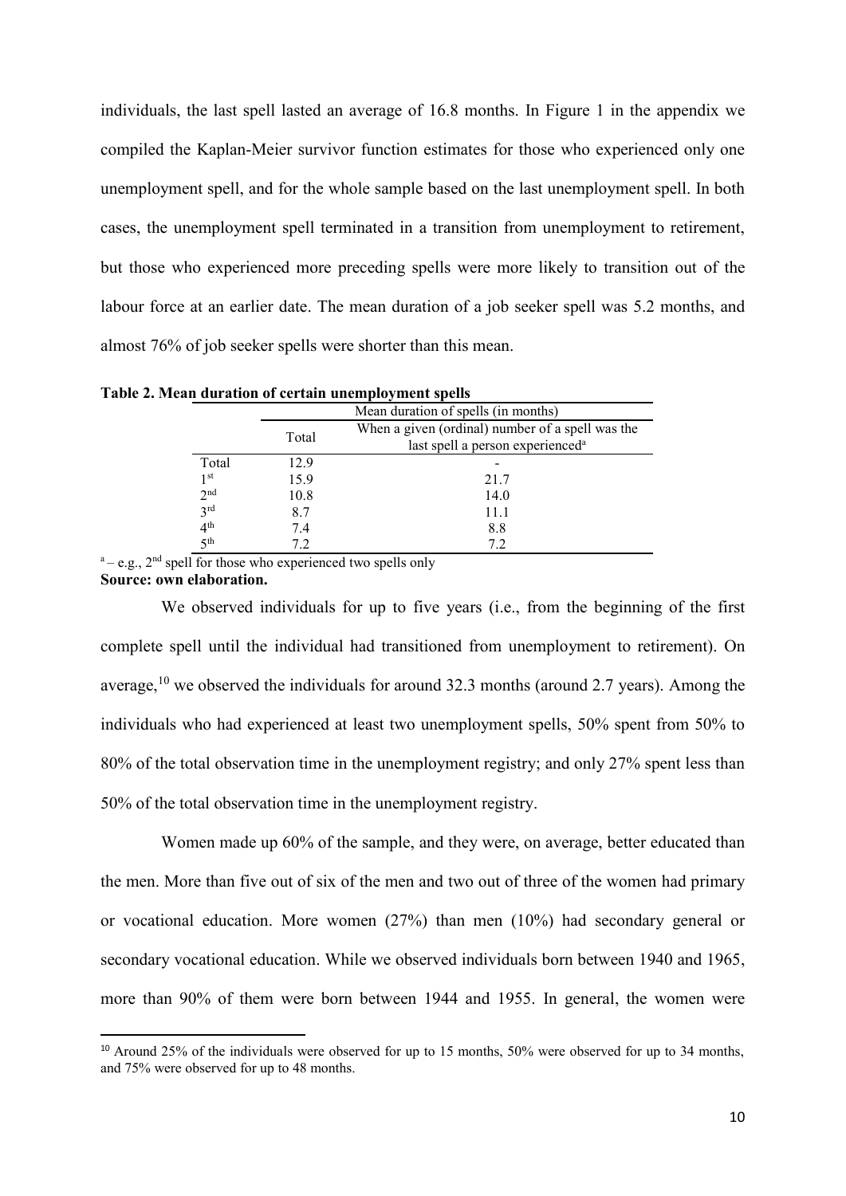individuals, the last spell lasted an average of 16.8 months. In Figure 1 in the appendix we compiled the Kaplan-Meier survivor function estimates for those who experienced only one unemployment spell, and for the whole sample based on the last unemployment spell. In both cases, the unemployment spell terminated in a transition from unemployment to retirement, but those who experienced more preceding spells were more likely to transition out of the labour force at an earlier date. The mean duration of a job seeker spell was 5.2 months, and almost 76% of job seeker spells were shorter than this mean.

**Table 2. Mean duration of certain unemployment spells**

| | Mean duration of spells (in months) | |
|---|---|---|
| | Total | When a given (ordinal) number of a spell was the last spell a person experienced[a] |
| Total | 12.9 | - |
| 1st | 15.9 | 21.7 |
| 2nd | 10.8 | 14.0 |
| 3rd | 8.7 | 11.1 |
| 4th | 7.4 | 8.8 |
| 5th | 7.2 | 7.2 |

[a] – e.g., 2nd spell for those who experienced two spells only

**Source: own elaboration.**

We observed individuals for up to five years (i.e., from the beginning of the first complete spell until the individual had transitioned from unemployment to retirement). On average,[10] we observed the individuals for around 32.3 months (around 2.7 years). Among the individuals who had experienced at least two unemployment spells, 50% spent from 50% to 80% of the total observation time in the unemployment registry; and only 27% spent less than 50% of the total observation time in the unemployment registry.

Women made up 60% of the sample, and they were, on average, better educated than the men. More than five out of six of the men and two out of three of the women had primary or vocational education. More women (27%) than men (10%) had secondary general or secondary vocational education. While we observed individuals born between 1940 and 1965, more than 90% of them were born between 1944 and 1955. In general, the women were

[10] Around 25% of the individuals were observed for up to 15 months, 50% were observed for up to 34 months, and 75% were observed for up to 48 months.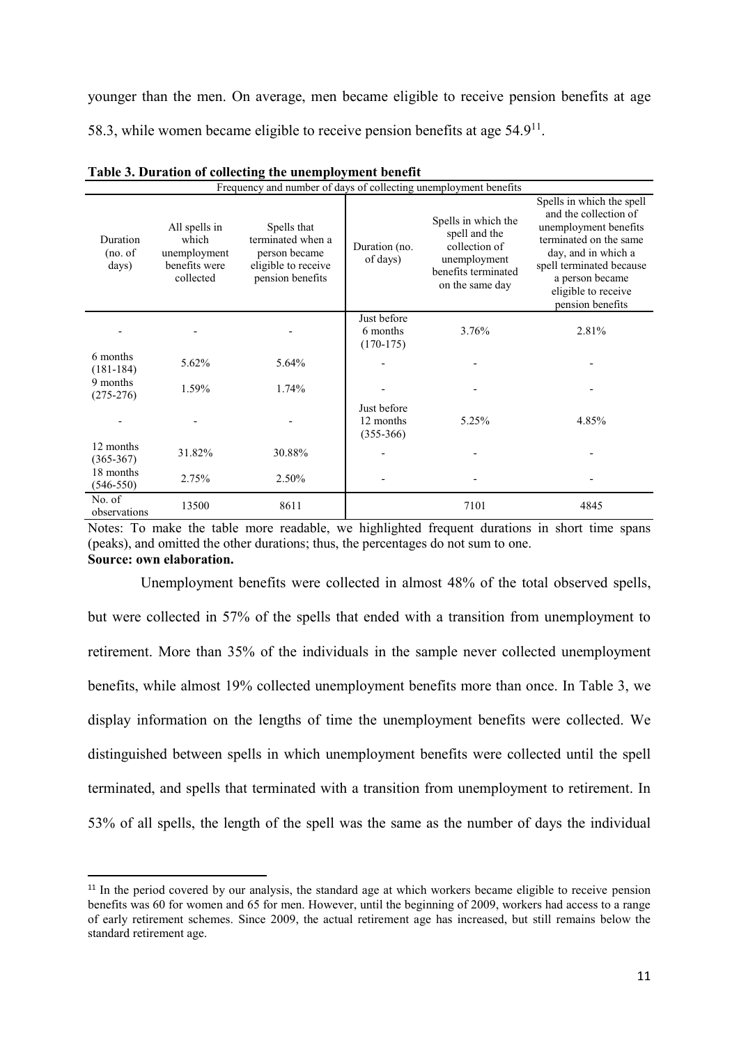younger than the men. On average, men became eligible to receive pension benefits at age 58.3, while women became eligible to receive pension benefits at age 54.9[11].

**Table 3. Duration of collecting the unemployment benefit**

| Frequency and number of days of collecting unemployment benefits | | | | | |
|---|---|---|---|---|---|
| Duration (no. of days) | All spells in which unemployment benefits were collected | Spells that terminated when a person became eligible to receive pension benefits | Duration (no. of days) | Spells in which the spell and the collection of unemployment benefits terminated on the same day | Spells in which the spell and the collection of unemployment benefits terminated on the same day, and in which a spell terminated because a person became eligible to receive pension benefits |
| - | - | - | Just before 6 months (170-175) | 3.76% | 2.81% |
| 6 months (181-184) | 5.62% | 5.64% | - | - | - |
| 9 months (275-276) | 1.59% | 1.74% | - | - | - |
| - | - | - | Just before 12 months (355-366) | 5.25% | 4.85% |
| 12 months (365-367) | 31.82% | 30.88% | - | - | - |
| 18 months (546-550) | 2.75% | 2.50% | - | - | - |
| No. of observations | 13500 | 8611 | | 7101 | 4845 |

Notes: To make the table more readable, we highlighted frequent durations in short time spans (peaks), and omitted the other durations; thus, the percentages do not sum to one.
**Source: own elaboration.**

Unemployment benefits were collected in almost 48% of the total observed spells, but were collected in 57% of the spells that ended with a transition from unemployment to retirement. More than 35% of the individuals in the sample never collected unemployment benefits, while almost 19% collected unemployment benefits more than once. In Table 3, we display information on the lengths of time the unemployment benefits were collected. We distinguished between spells in which unemployment benefits were collected until the spell terminated, and spells that terminated with a transition from unemployment to retirement. In 53% of all spells, the length of the spell was the same as the number of days the individual

[11] In the period covered by our analysis, the standard age at which workers became eligible to receive pension benefits was 60 for women and 65 for men. However, until the beginning of 2009, workers had access to a range of early retirement schemes. Since 2009, the actual retirement age has increased, but still remains below the standard retirement age.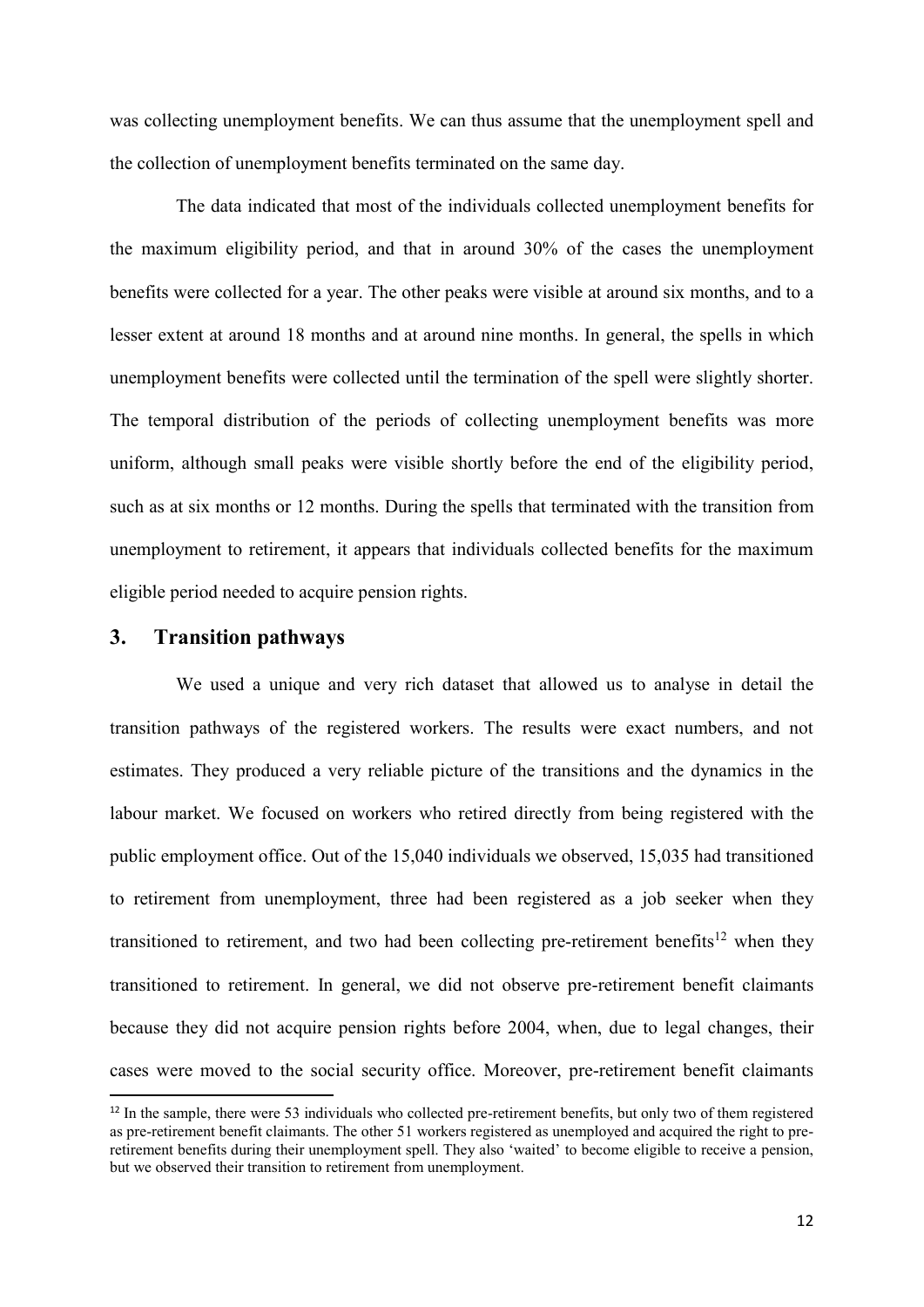was collecting unemployment benefits. We can thus assume that the unemployment spell and the collection of unemployment benefits terminated on the same day.

The data indicated that most of the individuals collected unemployment benefits for the maximum eligibility period, and that in around 30% of the cases the unemployment benefits were collected for a year. The other peaks were visible at around six months, and to a lesser extent at around 18 months and at around nine months. In general, the spells in which unemployment benefits were collected until the termination of the spell were slightly shorter. The temporal distribution of the periods of collecting unemployment benefits was more uniform, although small peaks were visible shortly before the end of the eligibility period, such as at six months or 12 months. During the spells that terminated with the transition from unemployment to retirement, it appears that individuals collected benefits for the maximum eligible period needed to acquire pension rights.

## 3. Transition pathways

We used a unique and very rich dataset that allowed us to analyse in detail the transition pathways of the registered workers. The results were exact numbers, and not estimates. They produced a very reliable picture of the transitions and the dynamics in the labour market. We focused on workers who retired directly from being registered with the public employment office. Out of the 15,040 individuals we observed, 15,035 had transitioned to retirement from unemployment, three had been registered as a job seeker when they transitioned to retirement, and two had been collecting pre-retirement benefits[12] when they transitioned to retirement. In general, we did not observe pre-retirement benefit claimants because they did not acquire pension rights before 2004, when, due to legal changes, their cases were moved to the social security office. Moreover, pre-retirement benefit claimants

[12] In the sample, there were 53 individuals who collected pre-retirement benefits, but only two of them registered as pre-retirement benefit claimants. The other 51 workers registered as unemployed and acquired the right to pre-retirement benefits during their unemployment spell. They also 'waited' to become eligible to receive a pension, but we observed their transition to retirement from unemployment.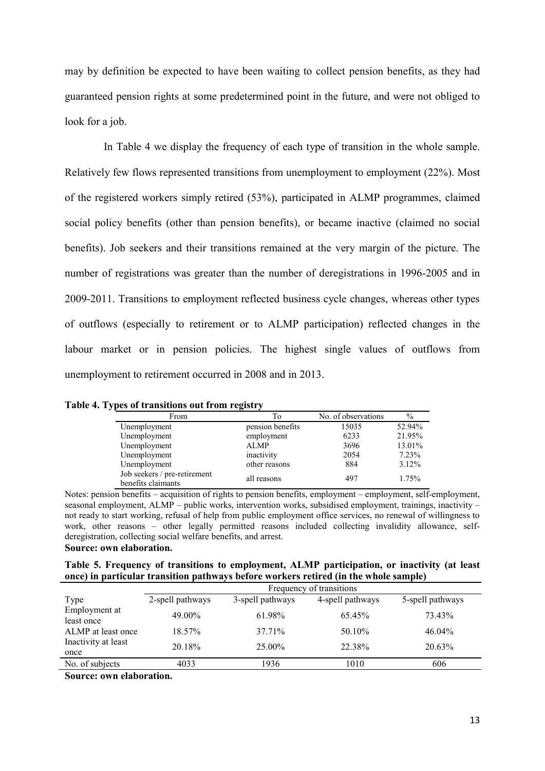may by definition be expected to have been waiting to collect pension benefits, as they had guaranteed pension rights at some predetermined point in the future, and were not obliged to look for a job.

In Table 4 we display the frequency of each type of transition in the whole sample. Relatively few flows represented transitions from unemployment to employment (22%). Most of the registered workers simply retired (53%), participated in ALMP programmes, claimed social policy benefits (other than pension benefits), or became inactive (claimed no social benefits). Job seekers and their transitions remained at the very margin of the picture. The number of registrations was greater than the number of deregistrations in 1996-2005 and in 2009-2011. Transitions to employment reflected business cycle changes, whereas other types of outflows (especially to retirement or to ALMP participation) reflected changes in the labour market or in pension policies. The highest single values of outflows from unemployment to retirement occurred in 2008 and in 2013.

**Table 4. Types of transitions out from registry**

| From | To | No. of observations | % |
|---|---|---|---|
| Unemployment | pension benefits | 15035 | 52.94% |
| Unemployment | employment | 6233 | 21.95% |
| Unemployment | ALMP | 3696 | 13.01% |
| Unemployment | inactivity | 2054 | 7.23% |
| Unemployment | other reasons | 884 | 3.12% |
| Job seekers / pre-retirement benefits claimants | all reasons | 497 | 1.75% |

Notes: pension benefits – acquisition of rights to pension benefits, employment – employment, self-employment, seasonal employment, ALMP – public works, intervention works, subsidised employment, trainings, inactivity – not ready to start working, refusal of help from public employment office services, no renewal of willingness to work, other reasons – other legally permitted reasons included collecting invalidity allowance, self-deregistration, collecting social welfare benefits, and arrest.

**Source: own elaboration.**

**Table 5. Frequency of transitions to employment, ALMP participation, or inactivity (at least once) in particular transition pathways before workers retired (in the whole sample)**

| | Frequency of transitions | | | |
|---|---|---|---|---|
| Type | 2-spell pathways | 3-spell pathways | 4-spell pathways | 5-spell pathways |
| Employment at least once | 49.00% | 61.98% | 65.45% | 73.43% |
| ALMP at least once | 18.57% | 37.71% | 50.10% | 46.04% |
| Inactivity at least once | 20.18% | 25.00% | 22.38% | 20.63% |
| No. of subjects | 4033 | 1936 | 1010 | 606 |

**Source: own elaboration.**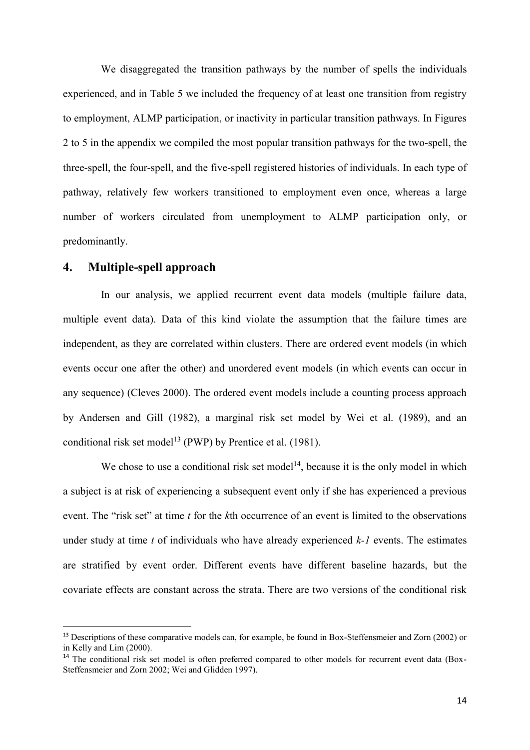We disaggregated the transition pathways by the number of spells the individuals experienced, and in Table 5 we included the frequency of at least one transition from registry to employment, ALMP participation, or inactivity in particular transition pathways. In Figures 2 to 5 in the appendix we compiled the most popular transition pathways for the two-spell, the three-spell, the four-spell, and the five-spell registered histories of individuals. In each type of pathway, relatively few workers transitioned to employment even once, whereas a large number of workers circulated from unemployment to ALMP participation only, or predominantly.

## 4. Multiple-spell approach

In our analysis, we applied recurrent event data models (multiple failure data, multiple event data). Data of this kind violate the assumption that the failure times are independent, as they are correlated within clusters. There are ordered event models (in which events occur one after the other) and unordered event models (in which events can occur in any sequence) (Cleves 2000). The ordered event models include a counting process approach by Andersen and Gill (1982), a marginal risk set model by Wei et al. (1989), and an conditional risk set model[13] (PWP) by Prentice et al. (1981).

We chose to use a conditional risk set model[14], because it is the only model in which a subject is at risk of experiencing a subsequent event only if she has experienced a previous event. The "risk set" at time $t$ for the $k$th occurrence of an event is limited to the observations under study at time $t$ of individuals who have already experienced $k-1$ events. The estimates are stratified by event order. Different events have different baseline hazards, but the covariate effects are constant across the strata. There are two versions of the conditional risk

[13] Descriptions of these comparative models can, for example, be found in Box-Steffensmeier and Zorn (2002) or in Kelly and Lim (2000).

[14] The conditional risk set model is often preferred compared to other models for recurrent event data (Box-Steffensmeier and Zorn 2002; Wei and Glidden 1997).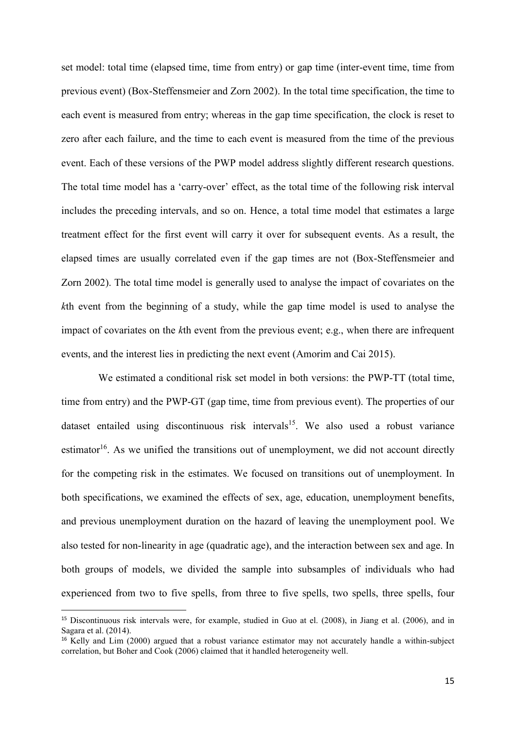set model: total time (elapsed time, time from entry) or gap time (inter-event time, time from previous event) (Box-Steffensmeier and Zorn 2002). In the total time specification, the time to each event is measured from entry; whereas in the gap time specification, the clock is reset to zero after each failure, and the time to each event is measured from the time of the previous event. Each of these versions of the PWP model address slightly different research questions. The total time model has a 'carry-over' effect, as the total time of the following risk interval includes the preceding intervals, and so on. Hence, a total time model that estimates a large treatment effect for the first event will carry it over for subsequent events. As a result, the elapsed times are usually correlated even if the gap times are not (Box-Steffensmeier and Zorn 2002). The total time model is generally used to analyse the impact of covariates on the *k*th event from the beginning of a study, while the gap time model is used to analyse the impact of covariates on the *k*th event from the previous event; e.g., when there are infrequent events, and the interest lies in predicting the next event (Amorim and Cai 2015).

We estimated a conditional risk set model in both versions: the PWP-TT (total time, time from entry) and the PWP-GT (gap time, time from previous event). The properties of our dataset entailed using discontinuous risk intervals[15]. We also used a robust variance estimator[16]. As we unified the transitions out of unemployment, we did not account directly for the competing risk in the estimates. We focused on transitions out of unemployment. In both specifications, we examined the effects of sex, age, education, unemployment benefits, and previous unemployment duration on the hazard of leaving the unemployment pool. We also tested for non-linearity in age (quadratic age), and the interaction between sex and age. In both groups of models, we divided the sample into subsamples of individuals who had experienced from two to five spells, from three to five spells, two spells, three spells, four

[15] Discontinuous risk intervals were, for example, studied in Guo at el. (2008), in Jiang et al. (2006), and in Sagara et al. (2014).

[16] Kelly and Lim (2000) argued that a robust variance estimator may not accurately handle a within-subject correlation, but Boher and Cook (2006) claimed that it handled heterogeneity well.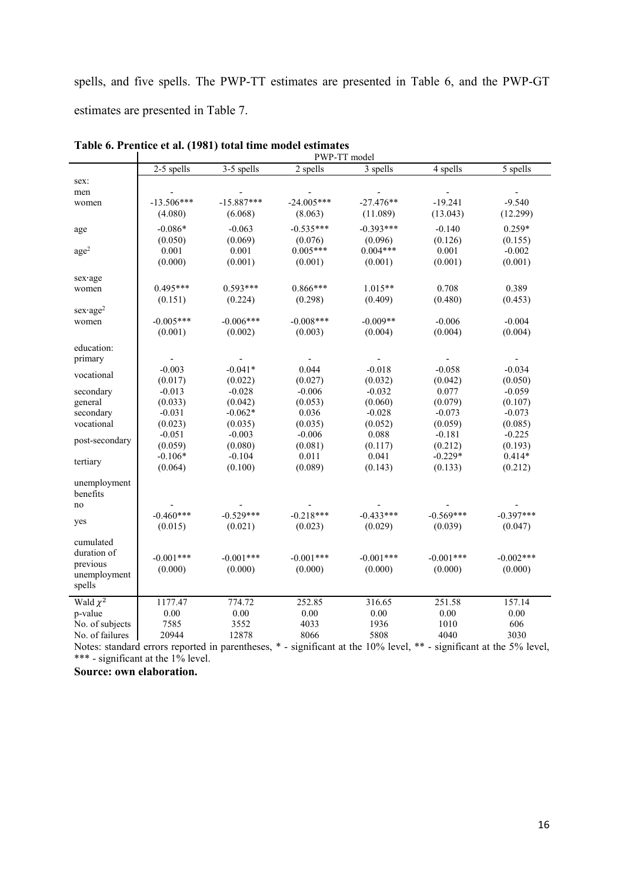spells, and five spells. The PWP-TT estimates are presented in Table 6, and the PWP-GT estimates are presented in Table 7.

**Table 6. Prentice et al. (1981) total time model estimates**

| | PWP-TT model | | | | | |
|---|---|---|---|---|---|---|
| | 2-5 spells | 3-5 spells | 2 spells | 3 spells | 4 spells | 5 spells |
| sex: | | | | | | |
| men | - | - | - | - | - | - |
| women | -13.506*** | -15.887*** | -24.005*** | -27.476** | -19.241 | -9.540 |
| | (4.080) | (6.068) | (8.063) | (11.089) | (13.043) | (12.299) |
| age | -0.086* | -0.063 | -0.535*** | -0.393*** | -0.140 | 0.259* |
| | (0.050) | (0.069) | (0.076) | (0.096) | (0.126) | (0.155) |
| age$^2$ | 0.001 | 0.001 | 0.005*** | 0.004*** | 0.001 | -0.002 |
| | (0.000) | (0.001) | (0.001) | (0.001) | (0.001) | (0.001) |
| sex·age | | | | | | |
| women | 0.495*** | 0.593*** | 0.866*** | 1.015** | 0.708 | 0.389 |
| | (0.151) | (0.224) | (0.298) | (0.409) | (0.480) | (0.453) |
| sex·age$^2$ | | | | | | |
| women | -0.005*** | -0.006*** | -0.008*** | -0.009** | -0.006 | -0.004 |
| | (0.001) | (0.002) | (0.003) | (0.004) | (0.004) | (0.004) |
| education: | | | | | | |
| primary | - | - | - | - | - | - |
| vocational | -0.003 | -0.041* | 0.044 | -0.018 | -0.058 | -0.034 |
| | (0.017) | (0.022) | (0.027) | (0.032) | (0.042) | (0.050) |
| secondary general | -0.013 | -0.028 | -0.006 | -0.032 | 0.077 | -0.059 |
| | (0.033) | (0.042) | (0.053) | (0.060) | (0.079) | (0.107) |
| secondary vocational | -0.031 | -0.062* | 0.036 | -0.028 | -0.073 | -0.073 |
| | (0.023) | (0.035) | (0.035) | (0.052) | (0.059) | (0.085) |
| post-secondary | -0.051 | -0.003 | -0.006 | 0.088 | -0.181 | -0.225 |
| | (0.059) | (0.080) | (0.081) | (0.117) | (0.212) | (0.193) |
| tertiary | -0.106* | -0.104 | 0.011 | 0.041 | -0.229* | 0.414* |
| | (0.064) | (0.100) | (0.089) | (0.143) | (0.133) | (0.212) |
| unemployment benefits | | | | | | |
| no | - | - | - | - | - | - |
| yes | -0.460*** | -0.529*** | -0.218*** | -0.433*** | -0.569*** | -0.397*** |
| | (0.015) | (0.021) | (0.023) | (0.029) | (0.039) | (0.047) |
| cumulated duration of previous unemployment spells | -0.001*** | -0.001*** | -0.001*** | -0.001*** | -0.001*** | -0.002*** |
| | (0.000) | (0.000) | (0.000) | (0.000) | (0.000) | (0.000) |
| Wald $\chi^2$ | 1177.47 | 774.72 | 252.85 | 316.65 | 251.58 | 157.14 |
| p-value | 0.00 | 0.00 | 0.00 | 0.00 | 0.00 | 0.00 |
| No. of subjects | 7585 | 3552 | 4033 | 1936 | 1010 | 606 |
| No. of failures | 20944 | 12878 | 8066 | 5808 | 4040 | 3030 |

Notes: standard errors reported in parentheses, * - significant at the 10% level, ** - significant at the 5% level, *** - significant at the 1% level.

**Source: own elaboration.**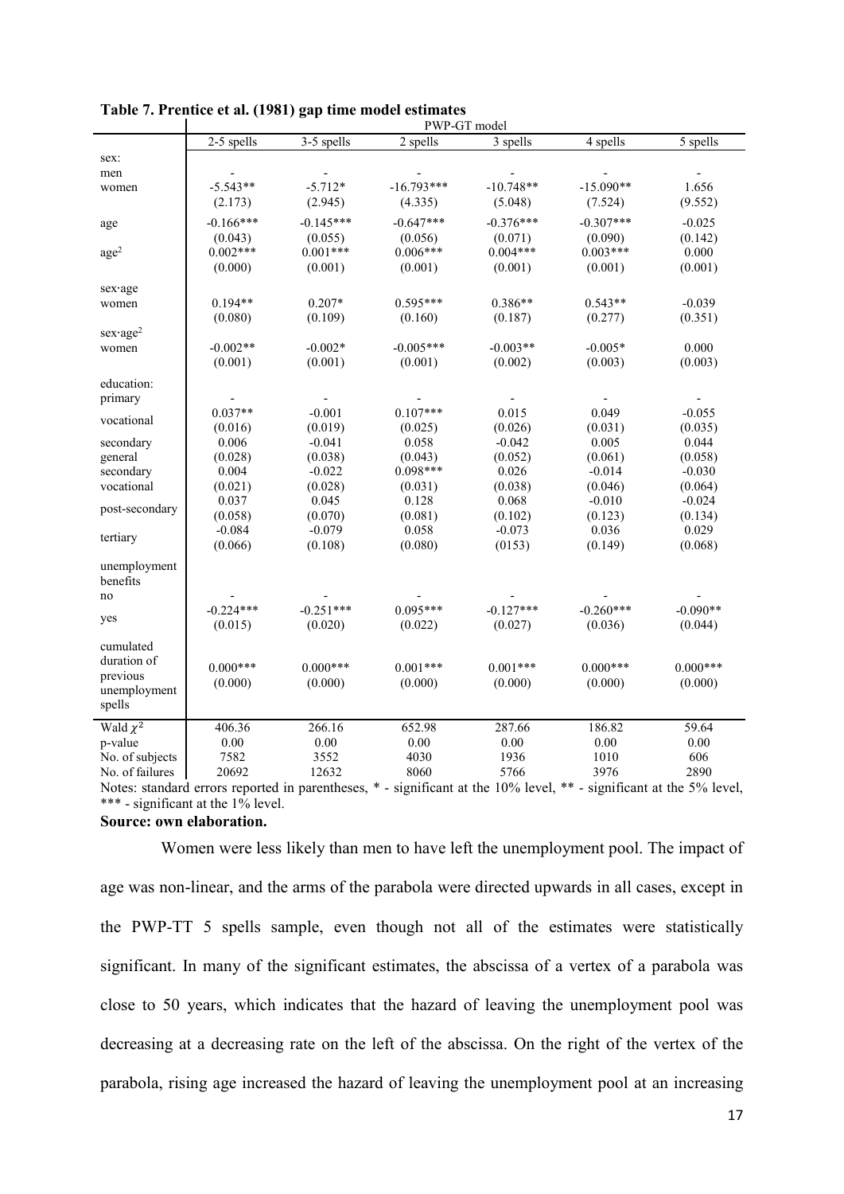**Table 7. Prentice et al. (1981) gap time model estimates**

| | PWP-GT model | | | | | |
|---|---|---|---|---|---|---|
| | 2-5 spells | 3-5 spells | 2 spells | 3 spells | 4 spells | 5 spells |
| sex: | | | | | | |
| men | - | - | - | - | - | - |
| women | -5.543** | -5.712* | -16.793*** | -10.748** | -15.090** | 1.656 |
| | (2.173) | (2.945) | (4.335) | (5.048) | (7.524) | (9.552) |
| age | -0.166*** | -0.145*** | -0.647*** | -0.376*** | -0.307*** | -0.025 |
| | (0.043) | (0.055) | (0.056) | (0.071) | (0.090) | (0.142) |
| age$^2$ | 0.002*** | 0.001*** | 0.006*** | 0.004*** | 0.003*** | 0.000 |
| | (0.000) | (0.001) | (0.001) | (0.001) | (0.001) | (0.001) |
| sex·age | | | | | | |
| women | 0.194** | 0.207* | 0.595*** | 0.386** | 0.543** | -0.039 |
| | (0.080) | (0.109) | (0.160) | (0.187) | (0.277) | (0.351) |
| sex·age$^2$ | | | | | | |
| women | -0.002** | -0.002* | -0.005*** | -0.003** | -0.005* | 0.000 |
| | (0.001) | (0.001) | (0.001) | (0.002) | (0.003) | (0.003) |
| education: | | | | | | |
| primary | - | - | - | - | - | - |
| vocational | 0.037** | -0.001 | 0.107*** | 0.015 | 0.049 | -0.055 |
| | (0.016) | (0.019) | (0.025) | (0.026) | (0.031) | (0.035) |
| secondary general | 0.006 | -0.041 | 0.058 | -0.042 | 0.005 | 0.044 |
| | (0.028) | (0.038) | (0.043) | (0.052) | (0.061) | (0.058) |
| secondary vocational | 0.004 | -0.022 | 0.098*** | 0.026 | -0.014 | -0.030 |
| | (0.021) | (0.028) | (0.031) | (0.038) | (0.046) | (0.064) |
| post-secondary | 0.037 | 0.045 | 0.128 | 0.068 | -0.010 | -0.024 |
| | (0.058) | (0.070) | (0.081) | (0.102) | (0.123) | (0.134) |
| tertiary | -0.084 | -0.079 | 0.058 | -0.073 | 0.036 | 0.029 |
| | (0.066) | (0.108) | (0.080) | (0153) | (0.149) | (0.068) |
| unemployment benefits | | | | | | |
| no | - | - | - | - | - | - |
| yes | -0.224*** | -0.251*** | 0.095*** | -0.127*** | -0.260*** | -0.090** |
| | (0.015) | (0.020) | (0.022) | (0.027) | (0.036) | (0.044) |
| cumulated duration of previous unemployment spells | 0.000*** | 0.000*** | 0.001*** | 0.001*** | 0.000*** | 0.000*** |
| | (0.000) | (0.000) | (0.000) | (0.000) | (0.000) | (0.000) |
| Wald $\chi^2$ | 406.36 | 266.16 | 652.98 | 287.66 | 186.82 | 59.64 |
| p-value | 0.00 | 0.00 | 0.00 | 0.00 | 0.00 | 0.00 |
| No. of subjects | 7582 | 3552 | 4030 | 1936 | 1010 | 606 |
| No. of failures | 20692 | 12632 | 8060 | 5766 | 3976 | 2890 |

Notes: standard errors reported in parentheses, * - significant at the 10% level, ** - significant at the 5% level, *** - significant at the 1% level.

**Source: own elaboration.**

Women were less likely than men to have left the unemployment pool. The impact of age was non-linear, and the arms of the parabola were directed upwards in all cases, except in the PWP-TT 5 spells sample, even though not all of the estimates were statistically significant. In many of the significant estimates, the abscissa of a vertex of a parabola was close to 50 years, which indicates that the hazard of leaving the unemployment pool was decreasing at a decreasing rate on the left of the abscissa. On the right of the vertex of the parabola, rising age increased the hazard of leaving the unemployment pool at an increasing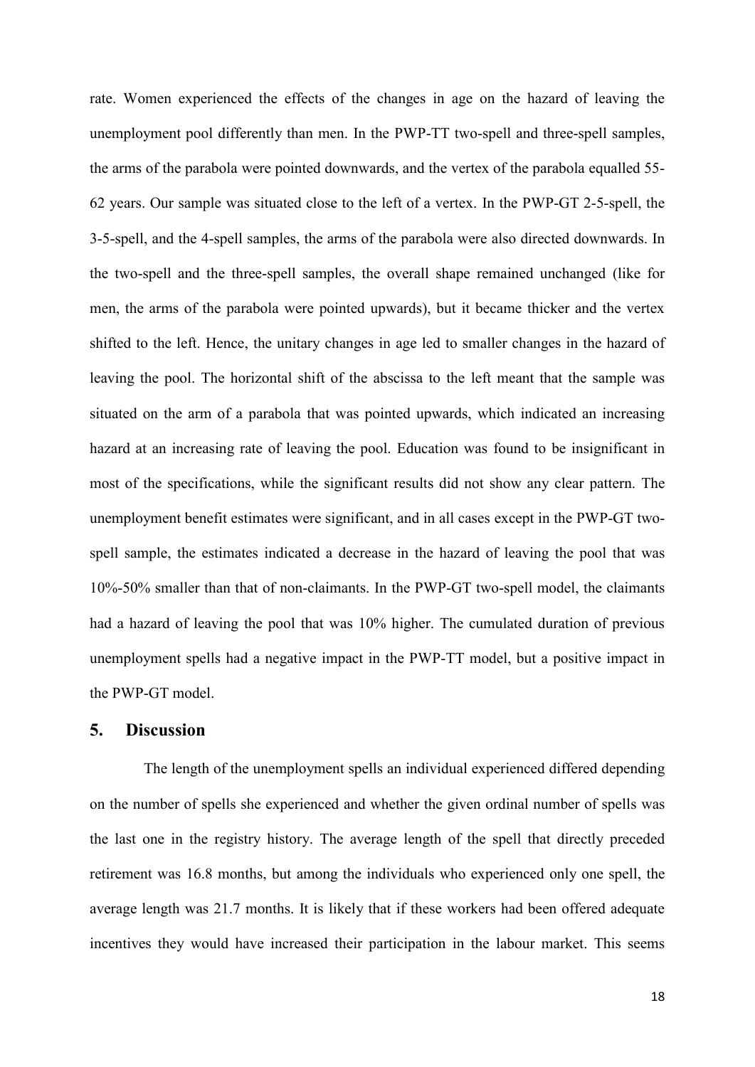rate. Women experienced the effects of the changes in age on the hazard of leaving the unemployment pool differently than men. In the PWP-TT two-spell and three-spell samples, the arms of the parabola were pointed downwards, and the vertex of the parabola equalled 55-62 years. Our sample was situated close to the left of a vertex. In the PWP-GT 2-5-spell, the 3-5-spell, and the 4-spell samples, the arms of the parabola were also directed downwards. In the two-spell and the three-spell samples, the overall shape remained unchanged (like for men, the arms of the parabola were pointed upwards), but it became thicker and the vertex shifted to the left. Hence, the unitary changes in age led to smaller changes in the hazard of leaving the pool. The horizontal shift of the abscissa to the left meant that the sample was situated on the arm of a parabola that was pointed upwards, which indicated an increasing hazard at an increasing rate of leaving the pool. Education was found to be insignificant in most of the specifications, while the significant results did not show any clear pattern. The unemployment benefit estimates were significant, and in all cases except in the PWP-GT two-spell sample, the estimates indicated a decrease in the hazard of leaving the pool that was 10%-50% smaller than that of non-claimants. In the PWP-GT two-spell model, the claimants had a hazard of leaving the pool that was 10% higher. The cumulated duration of previous unemployment spells had a negative impact in the PWP-TT model, but a positive impact in the PWP-GT model.

## 5. Discussion

The length of the unemployment spells an individual experienced differed depending on the number of spells she experienced and whether the given ordinal number of spells was the last one in the registry history. The average length of the spell that directly preceded retirement was 16.8 months, but among the individuals who experienced only one spell, the average length was 21.7 months. It is likely that if these workers had been offered adequate incentives they would have increased their participation in the labour market. This seems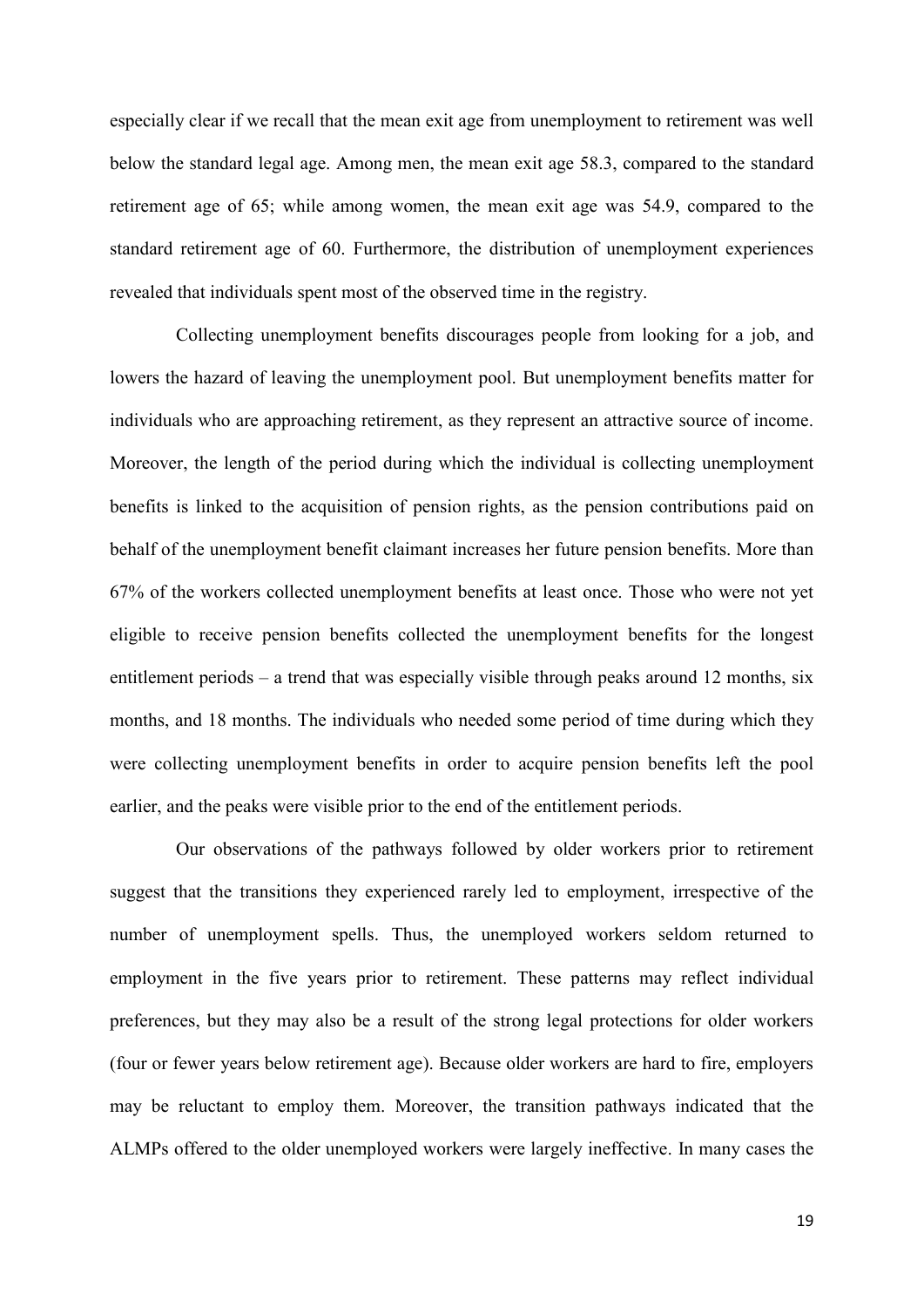especially clear if we recall that the mean exit age from unemployment to retirement was well below the standard legal age. Among men, the mean exit age 58.3, compared to the standard retirement age of 65; while among women, the mean exit age was 54.9, compared to the standard retirement age of 60. Furthermore, the distribution of unemployment experiences revealed that individuals spent most of the observed time in the registry.

Collecting unemployment benefits discourages people from looking for a job, and lowers the hazard of leaving the unemployment pool. But unemployment benefits matter for individuals who are approaching retirement, as they represent an attractive source of income. Moreover, the length of the period during which the individual is collecting unemployment benefits is linked to the acquisition of pension rights, as the pension contributions paid on behalf of the unemployment benefit claimant increases her future pension benefits. More than 67% of the workers collected unemployment benefits at least once. Those who were not yet eligible to receive pension benefits collected the unemployment benefits for the longest entitlement periods – a trend that was especially visible through peaks around 12 months, six months, and 18 months. The individuals who needed some period of time during which they were collecting unemployment benefits in order to acquire pension benefits left the pool earlier, and the peaks were visible prior to the end of the entitlement periods.

Our observations of the pathways followed by older workers prior to retirement suggest that the transitions they experienced rarely led to employment, irrespective of the number of unemployment spells. Thus, the unemployed workers seldom returned to employment in the five years prior to retirement. These patterns may reflect individual preferences, but they may also be a result of the strong legal protections for older workers (four or fewer years below retirement age). Because older workers are hard to fire, employers may be reluctant to employ them. Moreover, the transition pathways indicated that the ALMPs offered to the older unemployed workers were largely ineffective. In many cases the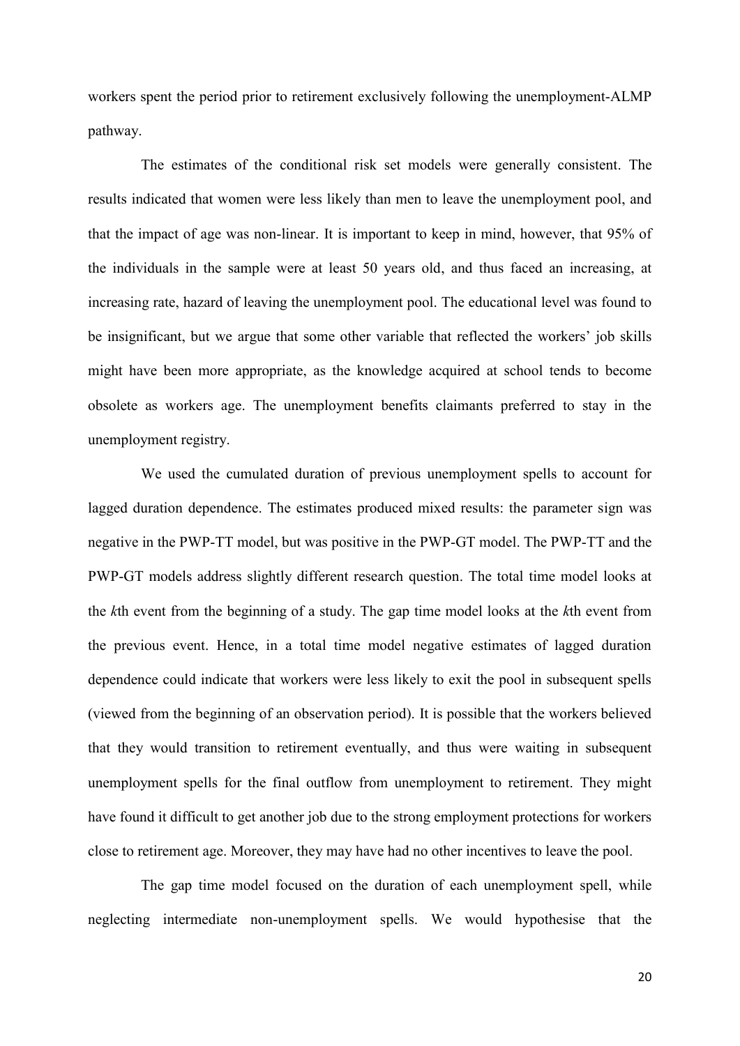workers spent the period prior to retirement exclusively following the unemployment-ALMP pathway.

The estimates of the conditional risk set models were generally consistent. The results indicated that women were less likely than men to leave the unemployment pool, and that the impact of age was non-linear. It is important to keep in mind, however, that 95% of the individuals in the sample were at least 50 years old, and thus faced an increasing, at increasing rate, hazard of leaving the unemployment pool. The educational level was found to be insignificant, but we argue that some other variable that reflected the workers' job skills might have been more appropriate, as the knowledge acquired at school tends to become obsolete as workers age. The unemployment benefits claimants preferred to stay in the unemployment registry.

We used the cumulated duration of previous unemployment spells to account for lagged duration dependence. The estimates produced mixed results: the parameter sign was negative in the PWP-TT model, but was positive in the PWP-GT model. The PWP-TT and the PWP-GT models address slightly different research question. The total time model looks at the *k*th event from the beginning of a study. The gap time model looks at the *k*th event from the previous event. Hence, in a total time model negative estimates of lagged duration dependence could indicate that workers were less likely to exit the pool in subsequent spells (viewed from the beginning of an observation period). It is possible that the workers believed that they would transition to retirement eventually, and thus were waiting in subsequent unemployment spells for the final outflow from unemployment to retirement. They might have found it difficult to get another job due to the strong employment protections for workers close to retirement age. Moreover, they may have had no other incentives to leave the pool.

The gap time model focused on the duration of each unemployment spell, while neglecting intermediate non-unemployment spells. We would hypothesise that the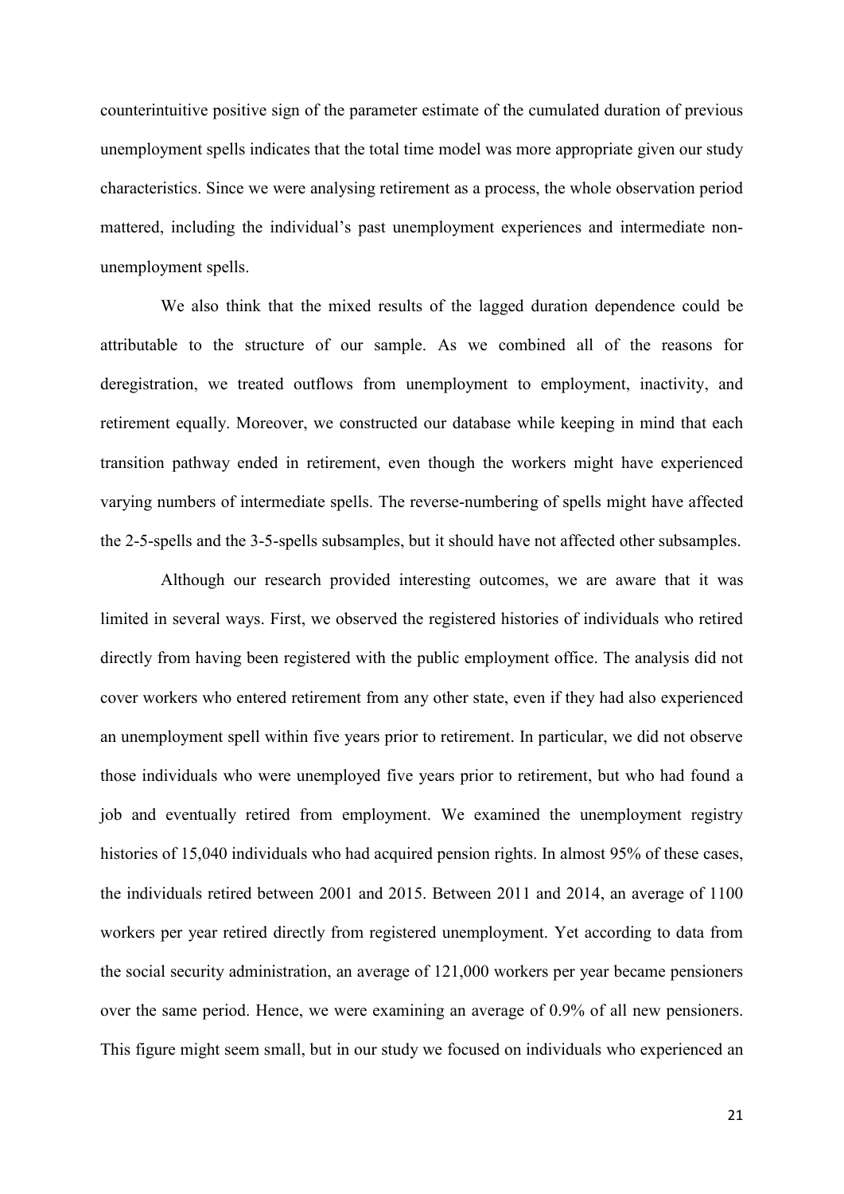counterintuitive positive sign of the parameter estimate of the cumulated duration of previous unemployment spells indicates that the total time model was more appropriate given our study characteristics. Since we were analysing retirement as a process, the whole observation period mattered, including the individual's past unemployment experiences and intermediate non-unemployment spells.

We also think that the mixed results of the lagged duration dependence could be attributable to the structure of our sample. As we combined all of the reasons for deregistration, we treated outflows from unemployment to employment, inactivity, and retirement equally. Moreover, we constructed our database while keeping in mind that each transition pathway ended in retirement, even though the workers might have experienced varying numbers of intermediate spells. The reverse-numbering of spells might have affected the 2-5-spells and the 3-5-spells subsamples, but it should have not affected other subsamples.

Although our research provided interesting outcomes, we are aware that it was limited in several ways. First, we observed the registered histories of individuals who retired directly from having been registered with the public employment office. The analysis did not cover workers who entered retirement from any other state, even if they had also experienced an unemployment spell within five years prior to retirement. In particular, we did not observe those individuals who were unemployed five years prior to retirement, but who had found a job and eventually retired from employment. We examined the unemployment registry histories of 15,040 individuals who had acquired pension rights. In almost 95% of these cases, the individuals retired between 2001 and 2015. Between 2011 and 2014, an average of 1100 workers per year retired directly from registered unemployment. Yet according to data from the social security administration, an average of 121,000 workers per year became pensioners over the same period. Hence, we were examining an average of 0.9% of all new pensioners. This figure might seem small, but in our study we focused on individuals who experienced an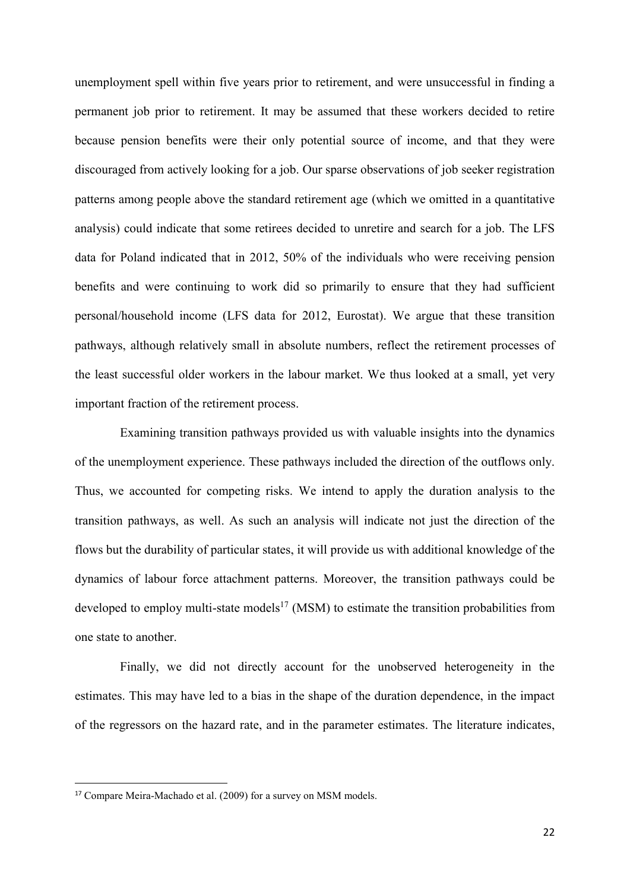unemployment spell within five years prior to retirement, and were unsuccessful in finding a permanent job prior to retirement. It may be assumed that these workers decided to retire because pension benefits were their only potential source of income, and that they were discouraged from actively looking for a job. Our sparse observations of job seeker registration patterns among people above the standard retirement age (which we omitted in a quantitative analysis) could indicate that some retirees decided to unretire and search for a job. The LFS data for Poland indicated that in 2012, 50% of the individuals who were receiving pension benefits and were continuing to work did so primarily to ensure that they had sufficient personal/household income (LFS data for 2012, Eurostat). We argue that these transition pathways, although relatively small in absolute numbers, reflect the retirement processes of the least successful older workers in the labour market. We thus looked at a small, yet very important fraction of the retirement process.

Examining transition pathways provided us with valuable insights into the dynamics of the unemployment experience. These pathways included the direction of the outflows only. Thus, we accounted for competing risks. We intend to apply the duration analysis to the transition pathways, as well. As such an analysis will indicate not just the direction of the flows but the durability of particular states, it will provide us with additional knowledge of the dynamics of labour force attachment patterns. Moreover, the transition pathways could be developed to employ multi-state models[17] (MSM) to estimate the transition probabilities from one state to another.

Finally, we did not directly account for the unobserved heterogeneity in the estimates. This may have led to a bias in the shape of the duration dependence, in the impact of the regressors on the hazard rate, and in the parameter estimates. The literature indicates,

[17] Compare Meira-Machado et al. (2009) for a survey on MSM models.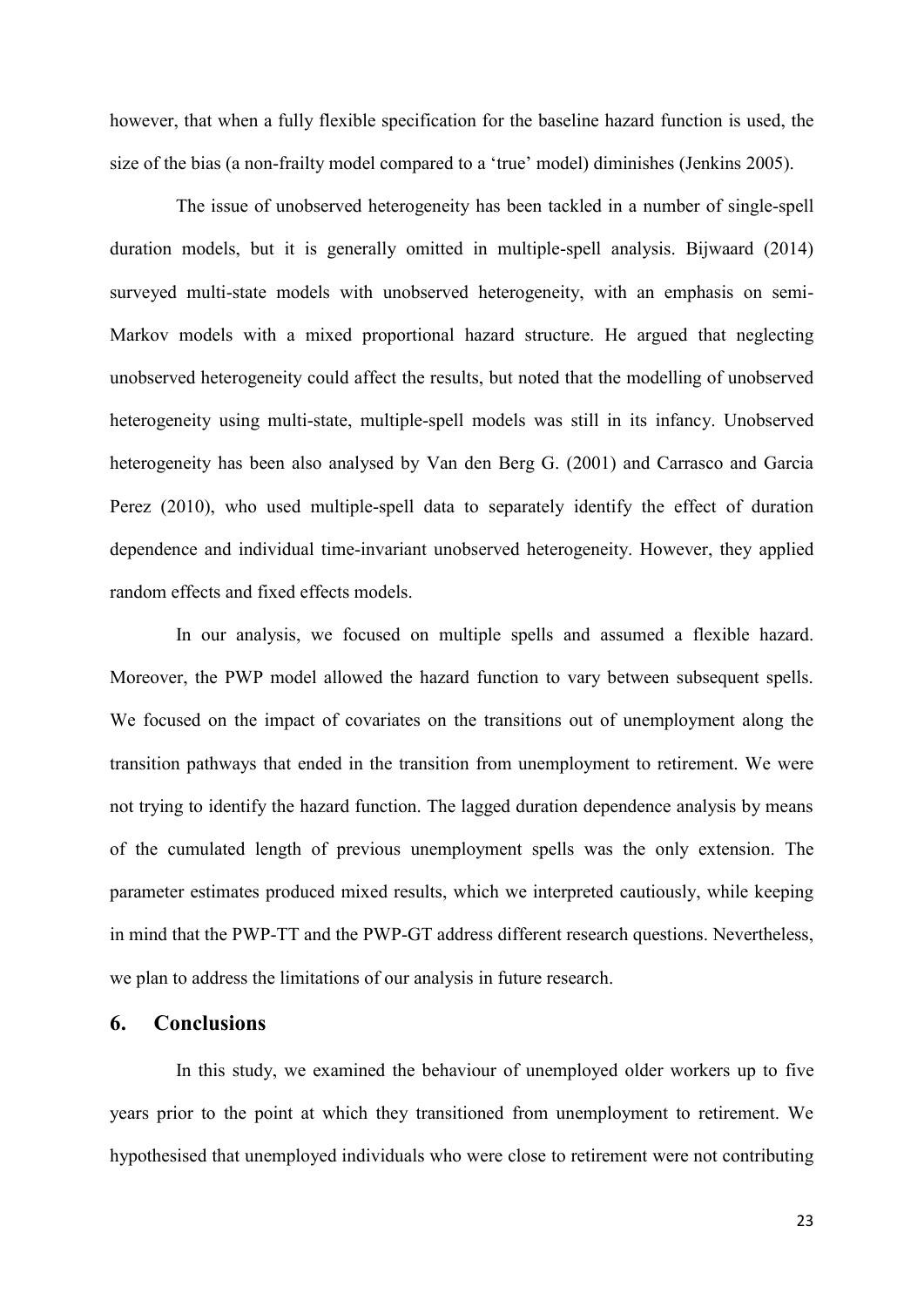however, that when a fully flexible specification for the baseline hazard function is used, the size of the bias (a non-frailty model compared to a 'true' model) diminishes (Jenkins 2005).

The issue of unobserved heterogeneity has been tackled in a number of single-spell duration models, but it is generally omitted in multiple-spell analysis. Bijwaard (2014) surveyed multi-state models with unobserved heterogeneity, with an emphasis on semi-Markov models with a mixed proportional hazard structure. He argued that neglecting unobserved heterogeneity could affect the results, but noted that the modelling of unobserved heterogeneity using multi-state, multiple-spell models was still in its infancy. Unobserved heterogeneity has been also analysed by Van den Berg G. (2001) and Carrasco and Garcia Perez (2010), who used multiple-spell data to separately identify the effect of duration dependence and individual time-invariant unobserved heterogeneity. However, they applied random effects and fixed effects models.

In our analysis, we focused on multiple spells and assumed a flexible hazard. Moreover, the PWP model allowed the hazard function to vary between subsequent spells. We focused on the impact of covariates on the transitions out of unemployment along the transition pathways that ended in the transition from unemployment to retirement. We were not trying to identify the hazard function. The lagged duration dependence analysis by means of the cumulated length of previous unemployment spells was the only extension. The parameter estimates produced mixed results, which we interpreted cautiously, while keeping in mind that the PWP-TT and the PWP-GT address different research questions. Nevertheless, we plan to address the limitations of our analysis in future research.

## 6. Conclusions

In this study, we examined the behaviour of unemployed older workers up to five years prior to the point at which they transitioned from unemployment to retirement. We hypothesised that unemployed individuals who were close to retirement were not contributing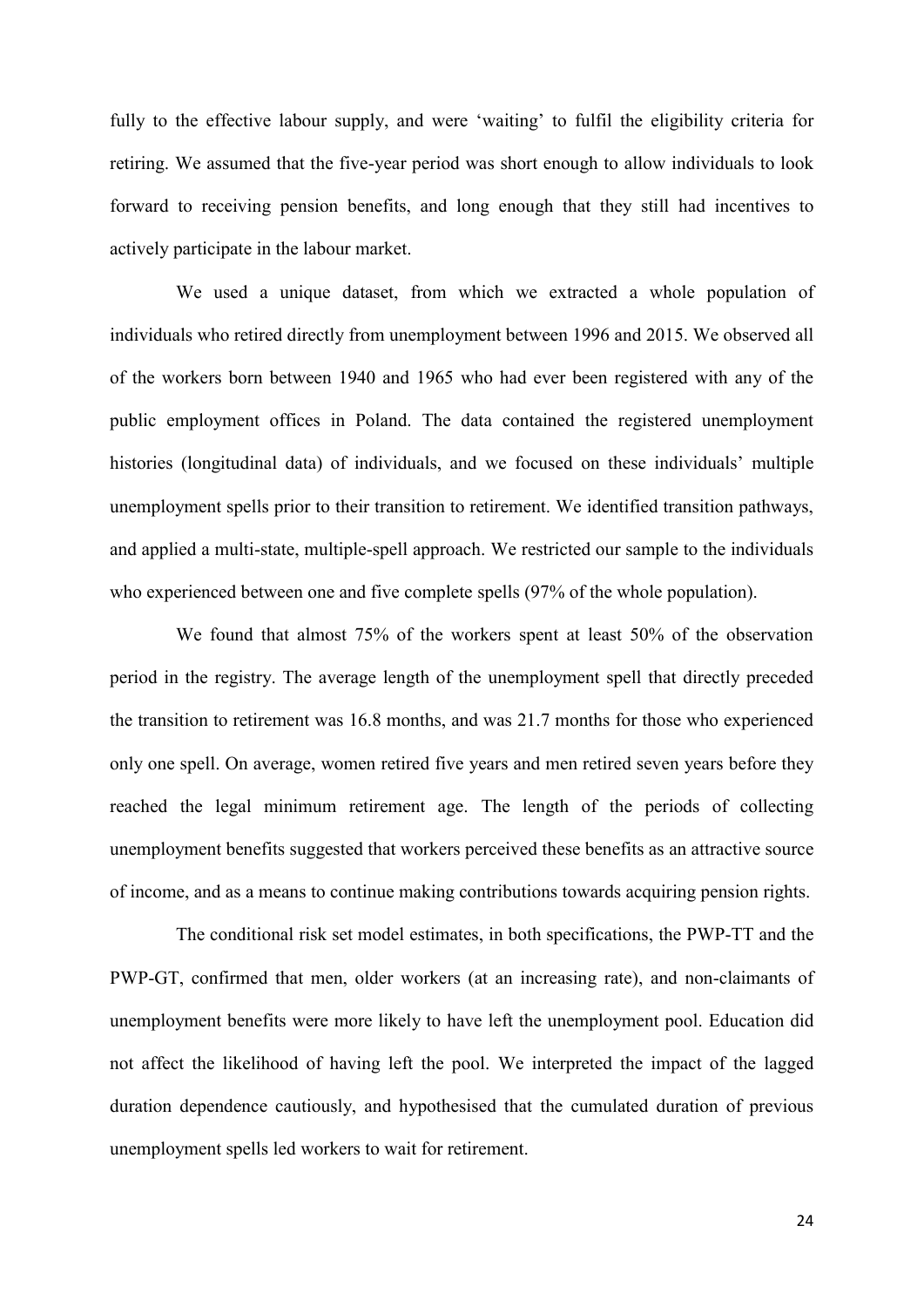fully to the effective labour supply, and were 'waiting' to fulfil the eligibility criteria for retiring. We assumed that the five-year period was short enough to allow individuals to look forward to receiving pension benefits, and long enough that they still had incentives to actively participate in the labour market.

We used a unique dataset, from which we extracted a whole population of individuals who retired directly from unemployment between 1996 and 2015. We observed all of the workers born between 1940 and 1965 who had ever been registered with any of the public employment offices in Poland. The data contained the registered unemployment histories (longitudinal data) of individuals, and we focused on these individuals' multiple unemployment spells prior to their transition to retirement. We identified transition pathways, and applied a multi-state, multiple-spell approach. We restricted our sample to the individuals who experienced between one and five complete spells (97% of the whole population).

We found that almost 75% of the workers spent at least 50% of the observation period in the registry. The average length of the unemployment spell that directly preceded the transition to retirement was 16.8 months, and was 21.7 months for those who experienced only one spell. On average, women retired five years and men retired seven years before they reached the legal minimum retirement age. The length of the periods of collecting unemployment benefits suggested that workers perceived these benefits as an attractive source of income, and as a means to continue making contributions towards acquiring pension rights.

The conditional risk set model estimates, in both specifications, the PWP-TT and the PWP-GT, confirmed that men, older workers (at an increasing rate), and non-claimants of unemployment benefits were more likely to have left the unemployment pool. Education did not affect the likelihood of having left the pool. We interpreted the impact of the lagged duration dependence cautiously, and hypothesised that the cumulated duration of previous unemployment spells led workers to wait for retirement.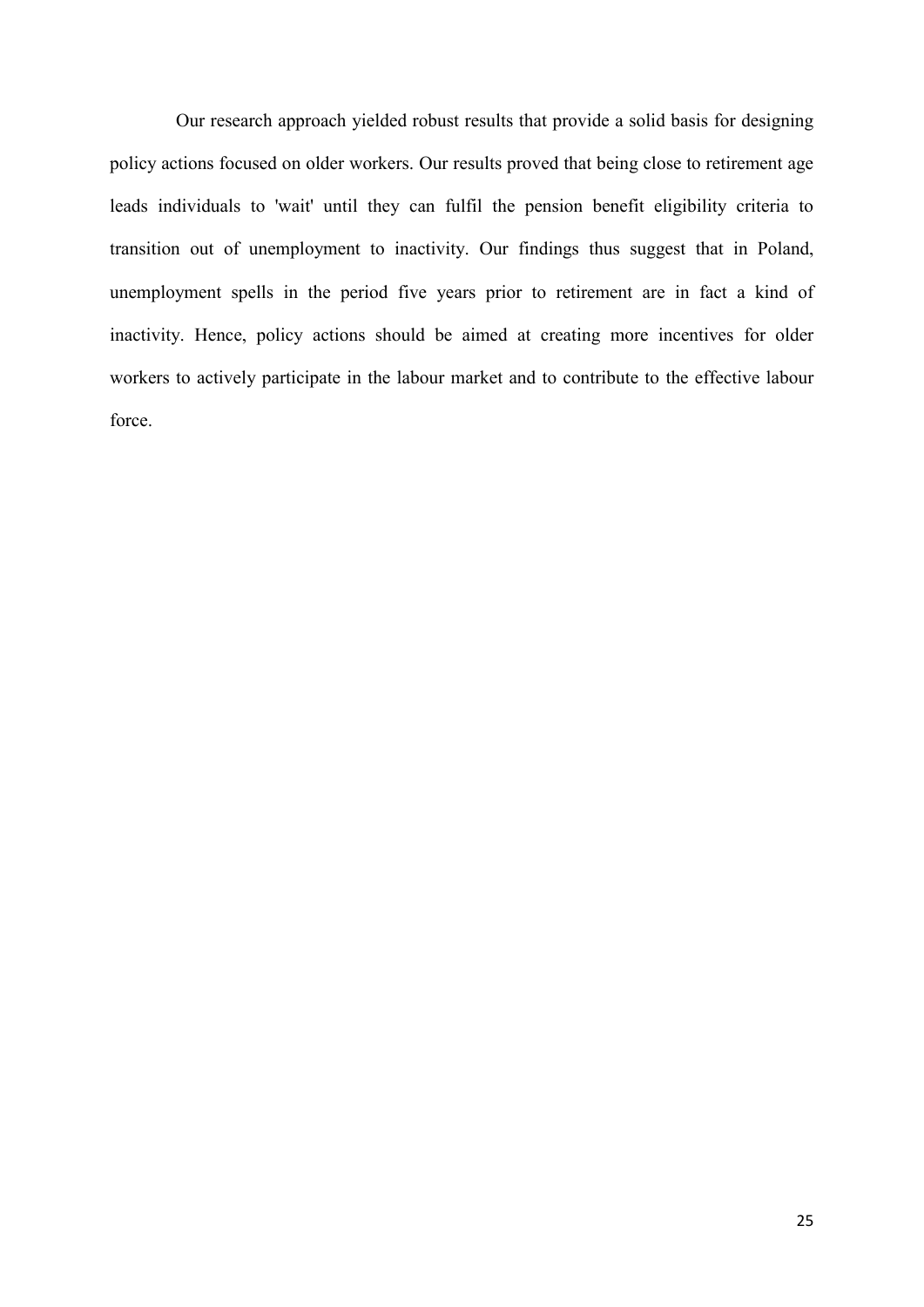Our research approach yielded robust results that provide a solid basis for designing policy actions focused on older workers. Our results proved that being close to retirement age leads individuals to 'wait' until they can fulfil the pension benefit eligibility criteria to transition out of unemployment to inactivity. Our findings thus suggest that in Poland, unemployment spells in the period five years prior to retirement are in fact a kind of inactivity. Hence, policy actions should be aimed at creating more incentives for older workers to actively participate in the labour market and to contribute to the effective labour force.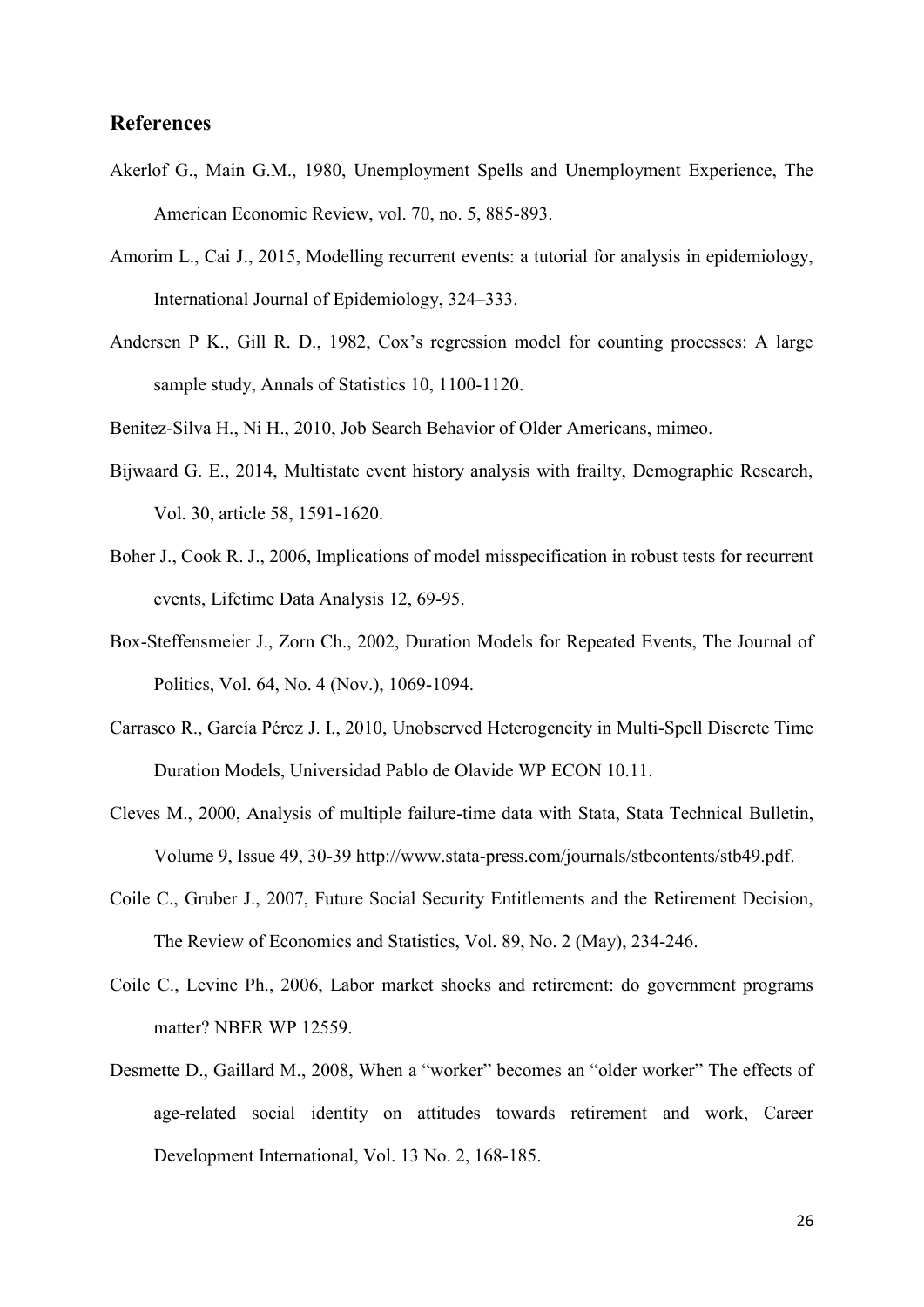## References

Akerlof G., Main G.M., 1980, Unemployment Spells and Unemployment Experience, The American Economic Review, vol. 70, no. 5, 885-893.

Amorim L., Cai J., 2015, Modelling recurrent events: a tutorial for analysis in epidemiology, International Journal of Epidemiology, 324–333.

Andersen P K., Gill R. D., 1982, Cox's regression model for counting processes: A large sample study, Annals of Statistics 10, 1100-1120.

Benitez-Silva H., Ni H., 2010, Job Search Behavior of Older Americans, mimeo.

Bijwaard G. E., 2014, Multistate event history analysis with frailty, Demographic Research, Vol. 30, article 58, 1591-1620.

Boher J., Cook R. J., 2006, Implications of model misspecification in robust tests for recurrent events, Lifetime Data Analysis 12, 69-95.

Box-Steffensmeier J., Zorn Ch., 2002, Duration Models for Repeated Events, The Journal of Politics, Vol. 64, No. 4 (Nov.), 1069-1094.

Carrasco R., García Pérez J. I., 2010, Unobserved Heterogeneity in Multi-Spell Discrete Time Duration Models, Universidad Pablo de Olavide WP ECON 10.11.

Cleves M., 2000, Analysis of multiple failure-time data with Stata, Stata Technical Bulletin, Volume 9, Issue 49, 30-39 http://www.stata-press.com/journals/stbcontents/stb49.pdf.

Coile C., Gruber J., 2007, Future Social Security Entitlements and the Retirement Decision, The Review of Economics and Statistics, Vol. 89, No. 2 (May), 234-246.

Coile C., Levine Ph., 2006, Labor market shocks and retirement: do government programs matter? NBER WP 12559.

Desmette D., Gaillard M., 2008, When a "worker" becomes an "older worker" The effects of age-related social identity on attitudes towards retirement and work, Career Development International, Vol. 13 No. 2, 168-185.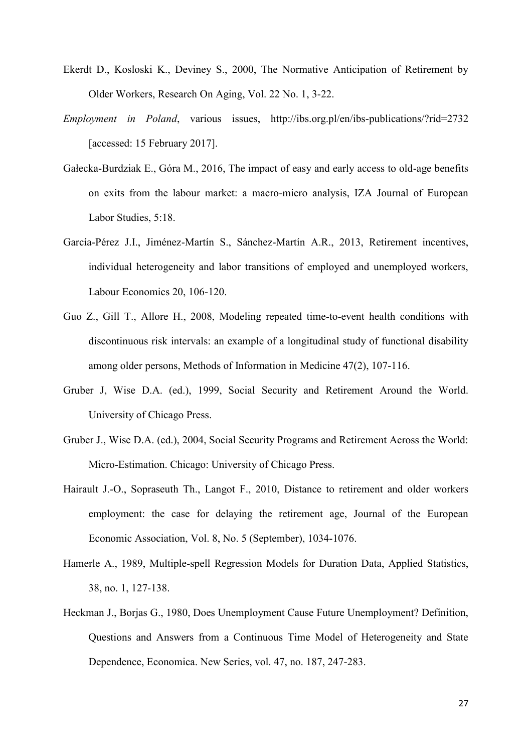Ekerdt D., Kosloski K., Deviney S., 2000, The Normative Anticipation of Retirement by Older Workers, Research On Aging, Vol. 22 No. 1, 3-22.

*Employment in Poland*, various issues, http://ibs.org.pl/en/ibs-publications/?rid=2732 [accessed: 15 February 2017].

Gałecka-Burdziak E., Góra M., 2016, The impact of easy and early access to old-age benefits on exits from the labour market: a macro-micro analysis, IZA Journal of European Labor Studies, 5:18.

García-Pérez J.I., Jiménez-Martín S., Sánchez-Martín A.R., 2013, Retirement incentives, individual heterogeneity and labor transitions of employed and unemployed workers, Labour Economics 20, 106-120.

Guo Z., Gill T., Allore H., 2008, Modeling repeated time-to-event health conditions with discontinuous risk intervals: an example of a longitudinal study of functional disability among older persons, Methods of Information in Medicine 47(2), 107-116.

Gruber J, Wise D.A. (ed.), 1999, Social Security and Retirement Around the World. University of Chicago Press.

Gruber J., Wise D.A. (ed.), 2004, Social Security Programs and Retirement Across the World: Micro-Estimation. Chicago: University of Chicago Press.

Hairault J.-O., Sopraseuth Th., Langot F., 2010, Distance to retirement and older workers employment: the case for delaying the retirement age, Journal of the European Economic Association, Vol. 8, No. 5 (September), 1034-1076.

Hamerle A., 1989, Multiple-spell Regression Models for Duration Data, Applied Statistics, 38, no. 1, 127-138.

Heckman J., Borjas G., 1980, Does Unemployment Cause Future Unemployment? Definition, Questions and Answers from a Continuous Time Model of Heterogeneity and State Dependence, Economica. New Series, vol. 47, no. 187, 247-283.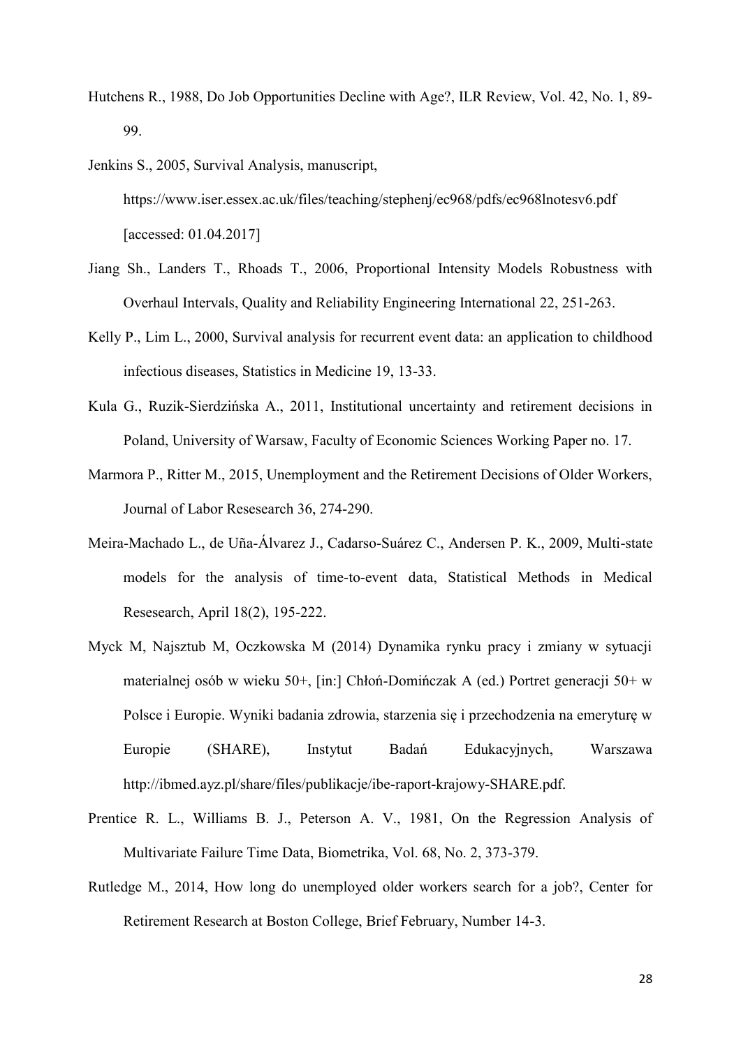Hutchens R., 1988, Do Job Opportunities Decline with Age?, ILR Review, Vol. 42, No. 1, 89-99.

Jenkins S., 2005, Survival Analysis, manuscript, https://www.iser.essex.ac.uk/files/teaching/stephenj/ec968/pdfs/ec968lnotesv6.pdf [accessed: 01.04.2017]

Jiang Sh., Landers T., Rhoads T., 2006, Proportional Intensity Models Robustness with Overhaul Intervals, Quality and Reliability Engineering International 22, 251-263.

Kelly P., Lim L., 2000, Survival analysis for recurrent event data: an application to childhood infectious diseases, Statistics in Medicine 19, 13-33.

Kula G., Ruzik-Sierdzińska A., 2011, Institutional uncertainty and retirement decisions in Poland, University of Warsaw, Faculty of Economic Sciences Working Paper no. 17.

Marmora P., Ritter M., 2015, Unemployment and the Retirement Decisions of Older Workers, Journal of Labor Resesearch 36, 274-290.

Meira-Machado L., de Uña-Álvarez J., Cadarso-Suárez C., Andersen P. K., 2009, Multi-state models for the analysis of time-to-event data, Statistical Methods in Medical Resesearch, April 18(2), 195-222.

Myck M, Najsztub M, Oczkowska M (2014) Dynamika rynku pracy i zmiany w sytuacji materialnej osób w wieku 50+, [in:] Chłoń-Domińczak A (ed.) Portret generacji 50+ w Polsce i Europie. Wyniki badania zdrowia, starzenia się i przechodzenia na emeryturę w Europie (SHARE), Instytut Badań Edukacyjnych, Warszawa http://ibmed.ayz.pl/share/files/publikacje/ibe-raport-krajowy-SHARE.pdf.

Prentice R. L., Williams B. J., Peterson A. V., 1981, On the Regression Analysis of Multivariate Failure Time Data, Biometrika, Vol. 68, No. 2, 373-379.

Rutledge M., 2014, How long do unemployed older workers search for a job?, Center for Retirement Research at Boston College, Brief February, Number 14-3.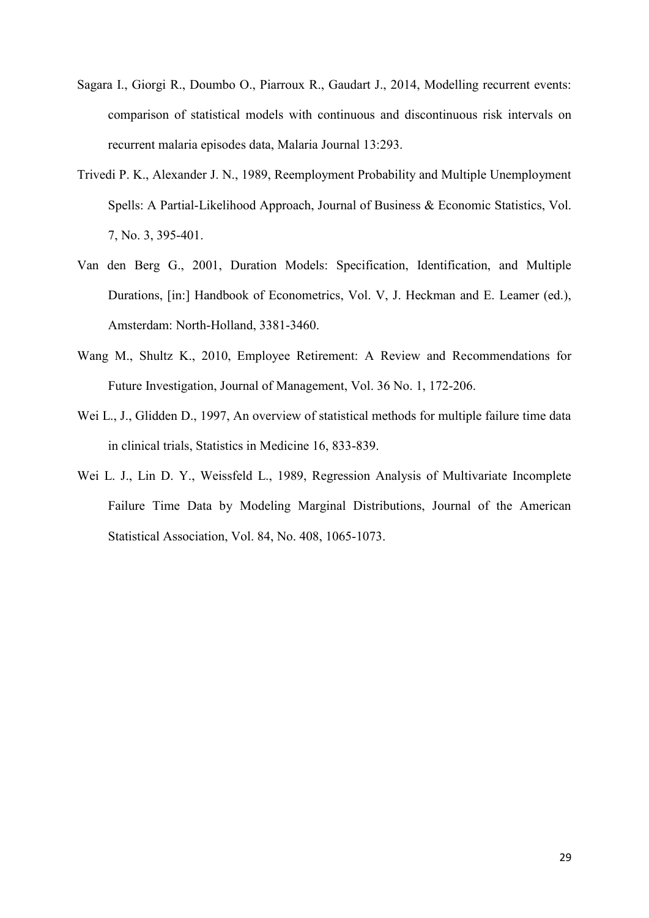Sagara I., Giorgi R., Doumbo O., Piarroux R., Gaudart J., 2014, Modelling recurrent events: comparison of statistical models with continuous and discontinuous risk intervals on recurrent malaria episodes data, Malaria Journal 13:293.

Trivedi P. K., Alexander J. N., 1989, Reemployment Probability and Multiple Unemployment Spells: A Partial-Likelihood Approach, Journal of Business & Economic Statistics, Vol. 7, No. 3, 395-401.

Van den Berg G., 2001, Duration Models: Specification, Identification, and Multiple Durations, [in:] Handbook of Econometrics, Vol. V, J. Heckman and E. Leamer (ed.), Amsterdam: North-Holland, 3381-3460.

Wang M., Shultz K., 2010, Employee Retirement: A Review and Recommendations for Future Investigation, Journal of Management, Vol. 36 No. 1, 172-206.

Wei L., J., Glidden D., 1997, An overview of statistical methods for multiple failure time data in clinical trials, Statistics in Medicine 16, 833-839.

Wei L. J., Lin D. Y., Weissfeld L., 1989, Regression Analysis of Multivariate Incomplete Failure Time Data by Modeling Marginal Distributions, Journal of the American Statistical Association, Vol. 84, No. 408, 1065-1073.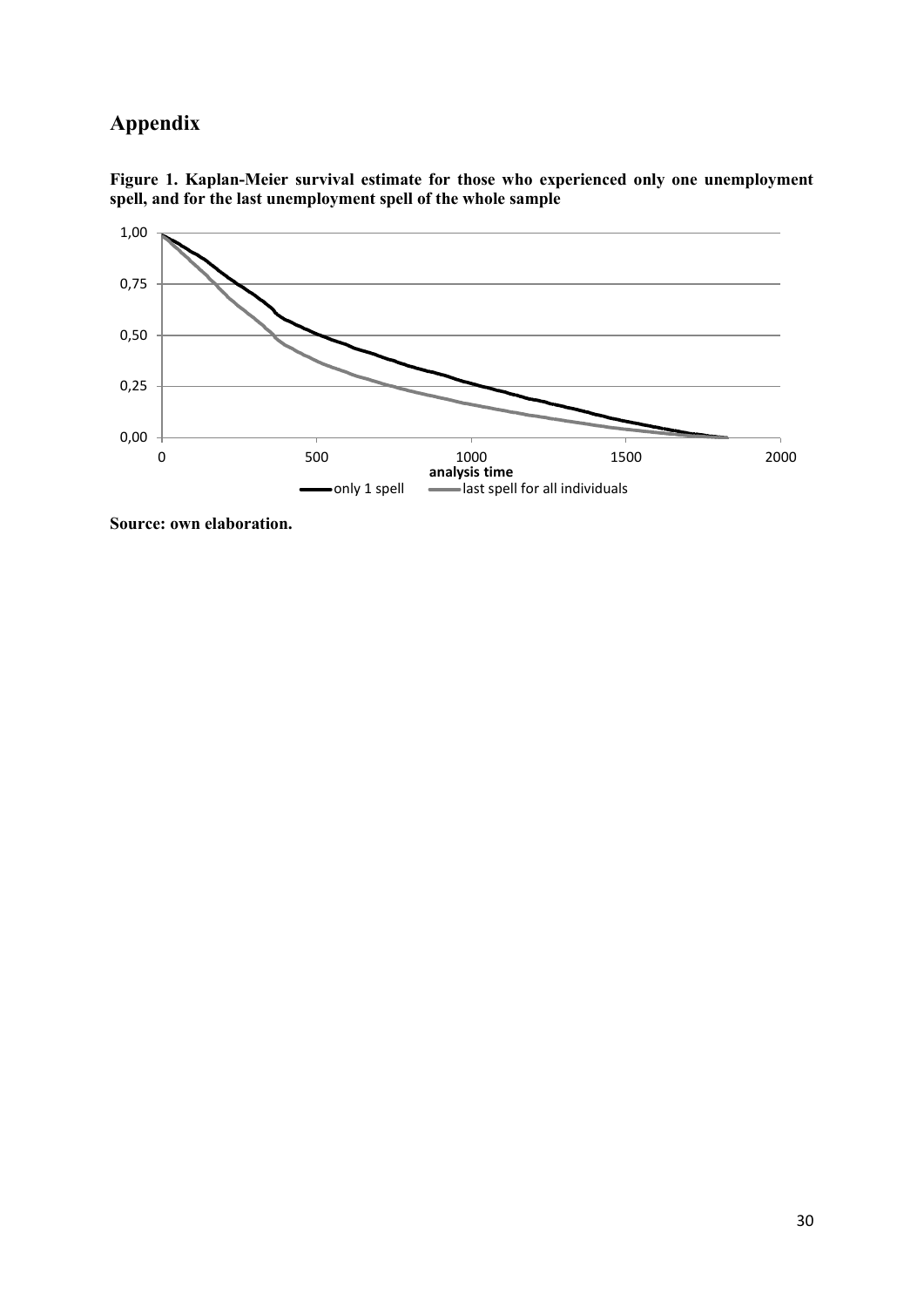# Appendix

**Figure 1. Kaplan-Meier survival estimate for those who experienced only one unemployment spell, and for the last unemployment spell of the whole sample**

**Source: own elaboration.**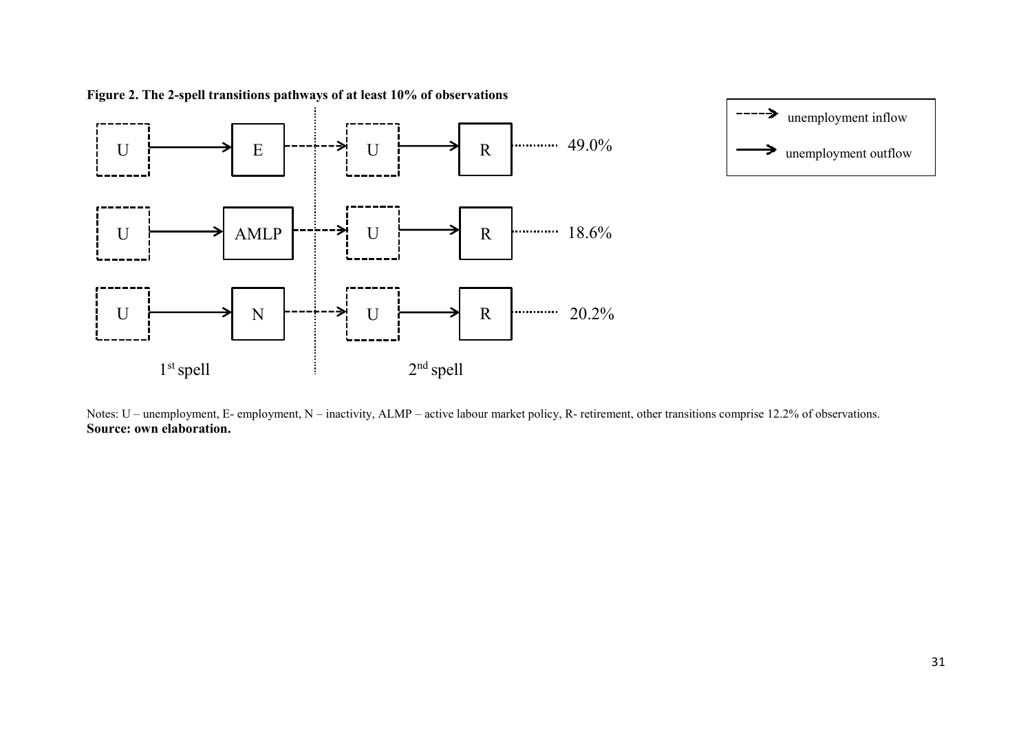**Figure 2. The 2-spell transitions pathways of at least 10% of observations**

| 1st spell | | 2nd spell | | Share |
|---|---|---|---|---|
| U → | E ⇢ | U → | R | 49.0% |
| U → | AMLP ⇢ | U → | R | 18.6% |
| U → | N ⇢ | U → | R | 20.2% |

Legend: ⇢ (dashed arrow) unemployment inflow; → (solid arrow) unemployment outflow

Notes: U – unemployment, E- employment, N – inactivity, ALMP – active labour market policy, R- retirement, other transitions comprise 12.2% of observations.

**Source: own elaboration.**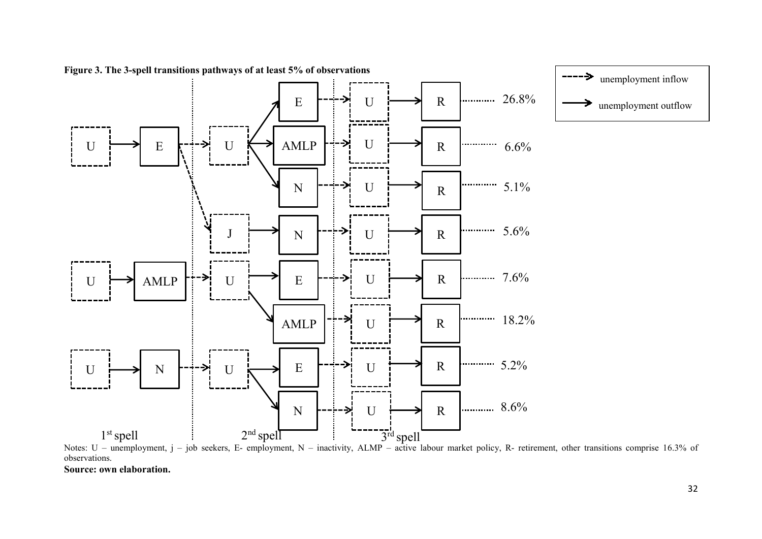**Figure 3. The 3-spell transitions pathways of at least 5% of observations**

| 1st spell | | 2nd spell | | 3rd spell | | Share |
|---|---|---|---|---|---|---|
| U → E | ⇢ U → | E | ⇢ U → | R | 26.8% |
| U → E | ⇢ U → | AMLP | ⇢ U → | R | 6.6% |
| U → E | ⇢ U → | N | ⇢ U → | R | 5.1% |
| U → E | ⇢ J → | N | ⇢ U → | R | 5.6% |
| U → AMLP | ⇢ U → | E | ⇢ U → | R | 7.6% |
| U → AMLP | ⇢ U → | AMLP | ⇢ U → | R | 18.2% |
| U → N | ⇢ U → | E | ⇢ U → | R | 5.2% |
| U → N | ⇢ U → | N | ⇢ U → | R | 8.6% |

Legend: ⇢ unemployment inflow; → unemployment outflow

Notes: U – unemployment, j – job seekers, E- employment, N – inactivity, ALMP – active labour market policy, R- retirement, other transitions comprise 16.3% of observations.

**Source: own elaboration.**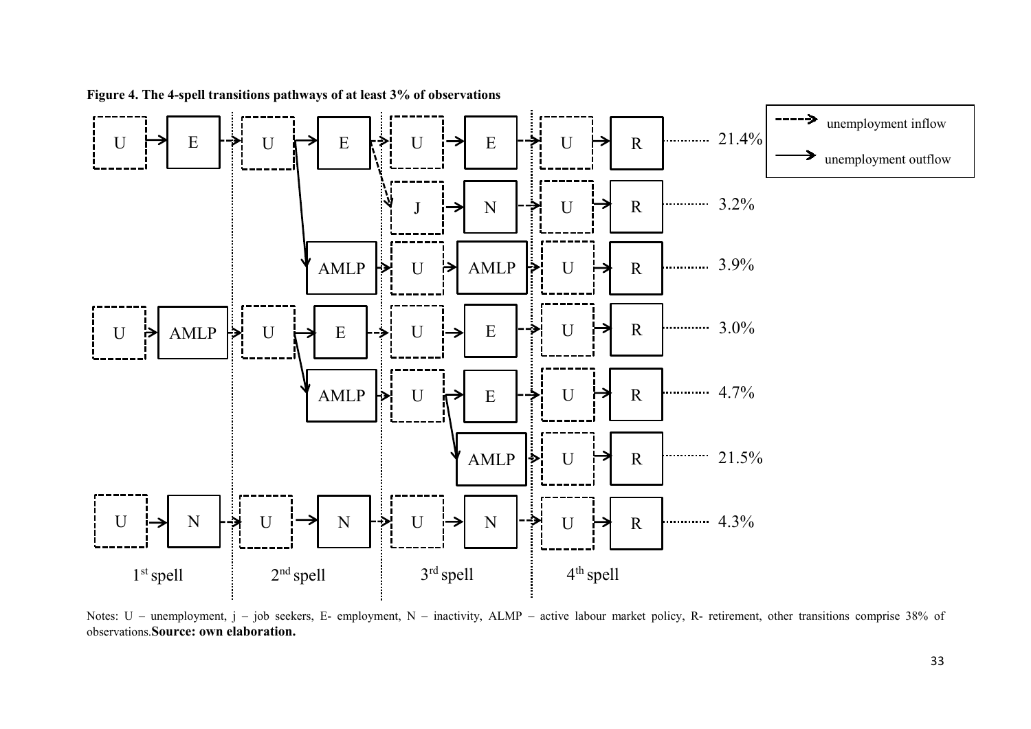**Figure 4. The 4-spell transitions pathways of at least 3% of observations**

| 1st spell | | 2nd spell | | 3rd spell | | 4th spell | | % |
|---|---|---|---|---|---|---|---|---|
| U | E | U | E | U | E | U | R | 21.4% |
| | | | | J | N | U | R | 3.2% |
| | | | AMLP | U | AMLP | U | R | 3.9% |
| U | AMLP | U | E | U | E | U | R | 3.0% |
| | | | AMLP | U | E | U | R | 4.7% |
| | | | | | AMLP | U | R | 21.5% |
| U | N | U | N | U | N | U | R | 4.3% |

Legend: dashed arrow – unemployment inflow; solid arrow – unemployment outflow

Notes: U – unemployment, j – job seekers, E- employment, N – inactivity, ALMP – active labour market policy, R- retirement, other transitions comprise 38% of observations.**Source: own elaboration.**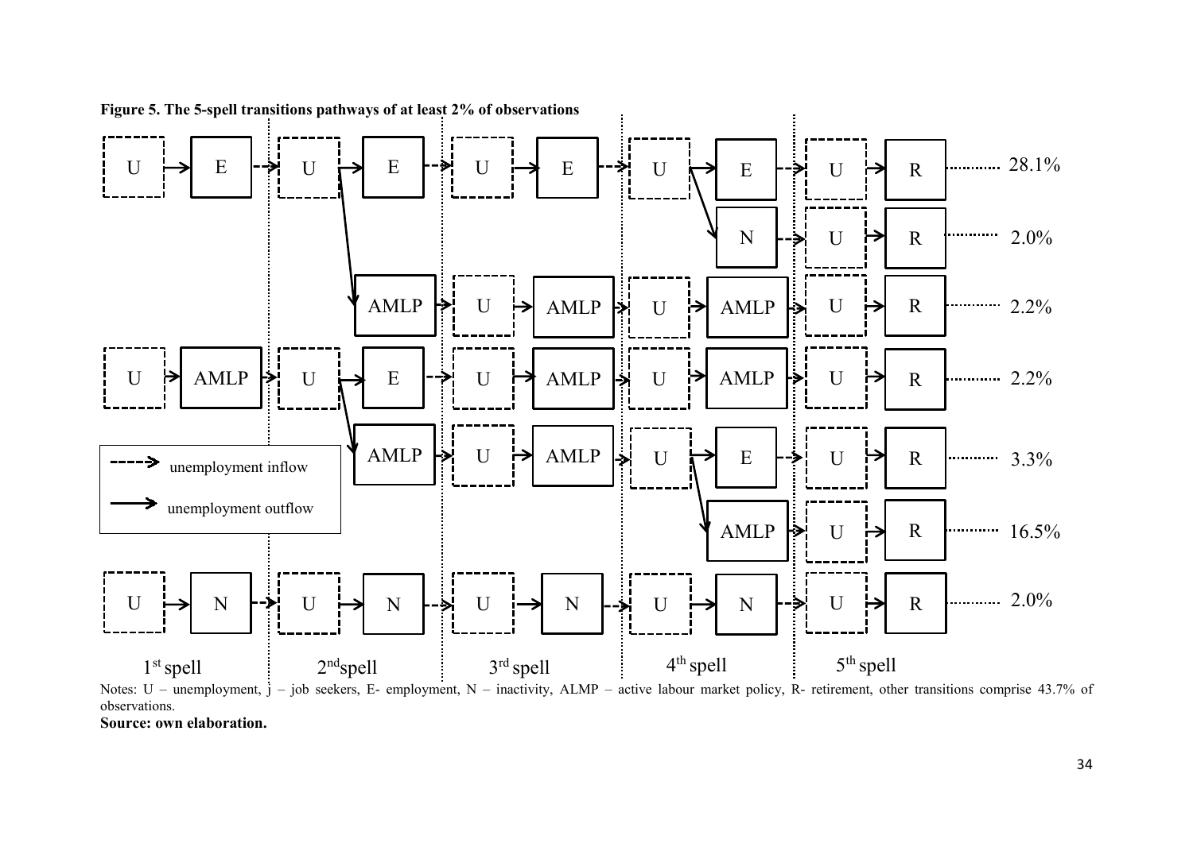**Figure 5. The 5-spell transitions pathways of at least 2% of observations**

U E U E U E U E U R 28.1%

N U R 2.0%

AMLP U AMLP U AMLP U R 2.2%

U AMLP U E U AMLP U AMLP U R 2.2%

AMLP U AMLP U E U R 3.3%

AMLP U R 16.5%

U N U N U N U N U R 2.0%

unemployment inflow

unemployment outflow

1st spell 2nd spell 3rd spell 4th spell 5th spell

Notes: U – unemployment, j – job seekers, E- employment, N – inactivity, ALMP – active labour market policy, R- retirement, other transitions comprise 43.7% of observations.

**Source: own elaboration.**